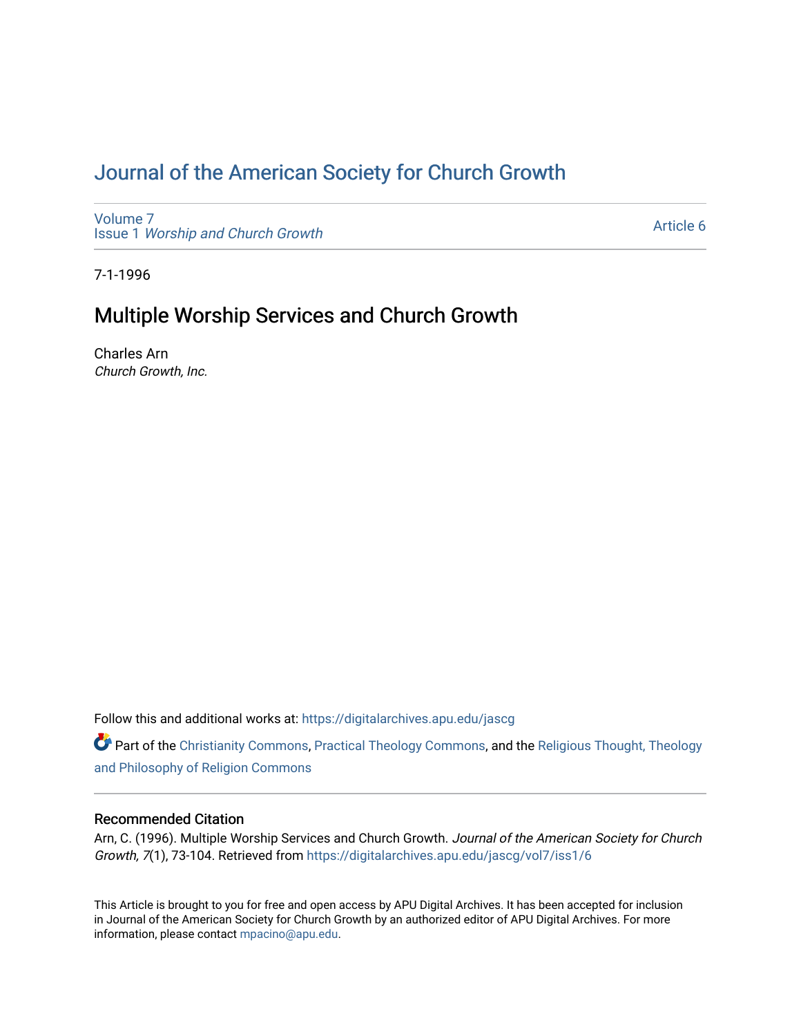# Journal of the American Society for Church Growth

Volume 7
Issue 1 *Worship and Church Growth*

Article 6

7-1-1996

## Multiple Worship Services and Church Growth

Charles Arn
*Church Growth, Inc.*

Follow this and additional works at: https://digitalarchives.apu.edu/jascg

Part of the Christianity Commons, Practical Theology Commons, and the Religious Thought, Theology and Philosophy of Religion Commons

### Recommended Citation

Arn, C. (1996). Multiple Worship Services and Church Growth. *Journal of the American Society for Church Growth, 7*(1), 73-104. Retrieved from https://digitalarchives.apu.edu/jascg/vol7/iss1/6

This Article is brought to you for free and open access by APU Digital Archives. It has been accepted for inclusion in Journal of the American Society for Church Growth by an authorized editor of APU Digital Archives. For more information, please contact mpacino@apu.edu.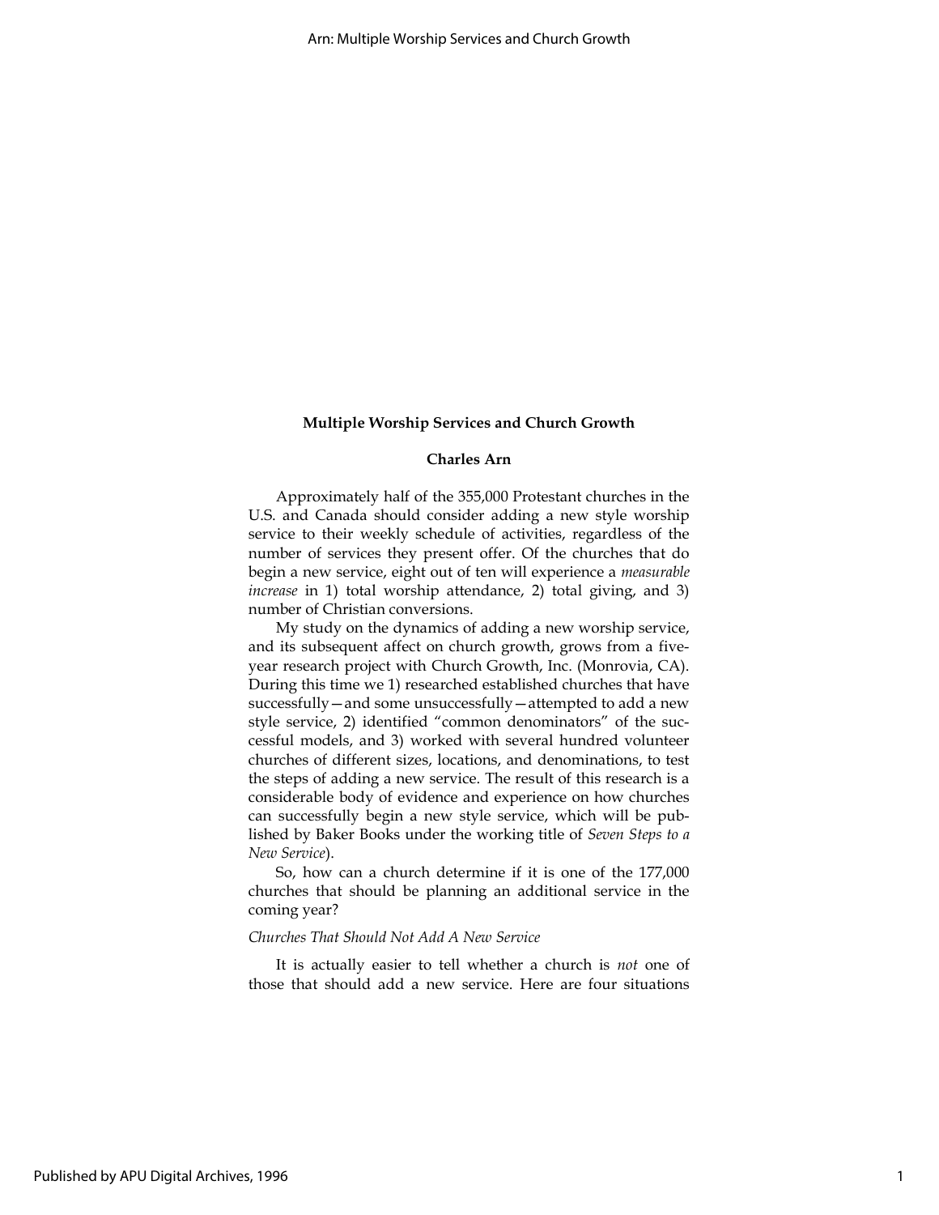**Multiple Worship Services and Church Growth**

**Charles Arn**

Approximately half of the 355,000 Protestant churches in the U.S. and Canada should consider adding a new style worship service to their weekly schedule of activities, regardless of the number of services they present offer. Of the churches that do begin a new service, eight out of ten will experience a *measurable increase* in 1) total worship attendance, 2) total giving, and 3) number of Christian conversions.

My study on the dynamics of adding a new worship service, and its subsequent affect on church growth, grows from a five-year research project with Church Growth, Inc. (Monrovia, CA). During this time we 1) researched established churches that have successfully—and some unsuccessfully—attempted to add a new style service, 2) identified "common denominators" of the successful models, and 3) worked with several hundred volunteer churches of different sizes, locations, and denominations, to test the steps of adding a new service. The result of this research is a considerable body of evidence and experience on how churches can successfully begin a new style service, which will be published by Baker Books under the working title of *Seven Steps to a New Service*).

So, how can a church determine if it is one of the 177,000 churches that should be planning an additional service in the coming year?

*Churches That Should Not Add A New Service*

It is actually easier to tell whether a church is *not* one of those that should add a new service. Here are four situations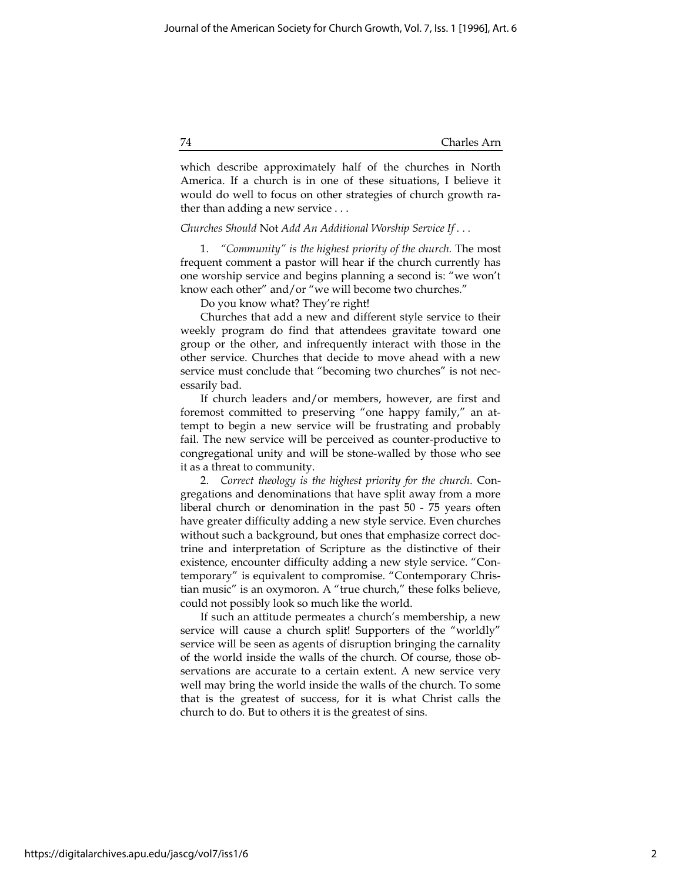which describe approximately half of the churches in North America. If a church is in one of these situations, I believe it would do well to focus on other strategies of church growth rather than adding a new service . . .

*Churches Should* Not *Add An Additional Worship Service If . . .*

1. *"Community" is the highest priority of the church.* The most frequent comment a pastor will hear if the church currently has one worship service and begins planning a second is: "we won't know each other" and/or "we will become two churches."

Do you know what? They're right!

Churches that add a new and different style service to their weekly program do find that attendees gravitate toward one group or the other, and infrequently interact with those in the other service. Churches that decide to move ahead with a new service must conclude that "becoming two churches" is not necessarily bad.

If church leaders and/or members, however, are first and foremost committed to preserving "one happy family," an attempt to begin a new service will be frustrating and probably fail. The new service will be perceived as counter-productive to congregational unity and will be stone-walled by those who see it as a threat to community.

2. *Correct theology is the highest priority for the church.* Congregations and denominations that have split away from a more liberal church or denomination in the past 50 - 75 years often have greater difficulty adding a new style service. Even churches without such a background, but ones that emphasize correct doctrine and interpretation of Scripture as the distinctive of their existence, encounter difficulty adding a new style service. "Contemporary" is equivalent to compromise. "Contemporary Christian music" is an oxymoron. A "true church," these folks believe, could not possibly look so much like the world.

If such an attitude permeates a church's membership, a new service will cause a church split! Supporters of the "worldly" service will be seen as agents of disruption bringing the carnality of the world inside the walls of the church. Of course, those observations are accurate to a certain extent. A new service very well may bring the world inside the walls of the church. To some that is the greatest of success, for it is what Christ calls the church to do. But to others it is the greatest of sins.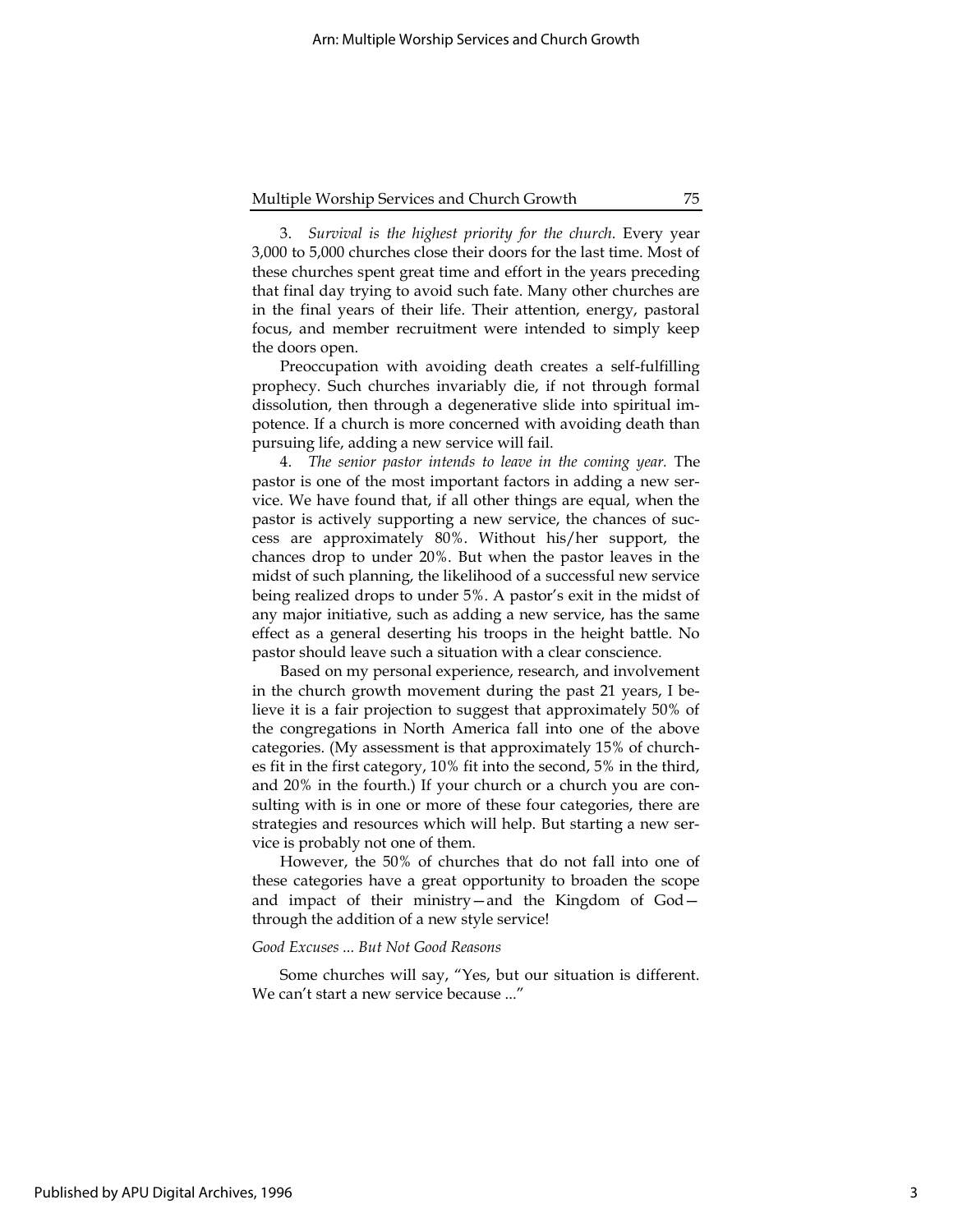3. *Survival is the highest priority for the church.* Every year 3,000 to 5,000 churches close their doors for the last time. Most of these churches spent great time and effort in the years preceding that final day trying to avoid such fate. Many other churches are in the final years of their life. Their attention, energy, pastoral focus, and member recruitment were intended to simply keep the doors open.

Preoccupation with avoiding death creates a self-fulfilling prophecy. Such churches invariably die, if not through formal dissolution, then through a degenerative slide into spiritual impotence. If a church is more concerned with avoiding death than pursuing life, adding a new service will fail.

4. *The senior pastor intends to leave in the coming year.* The pastor is one of the most important factors in adding a new service. We have found that, if all other things are equal, when the pastor is actively supporting a new service, the chances of success are approximately 80%. Without his/her support, the chances drop to under 20%. But when the pastor leaves in the midst of such planning, the likelihood of a successful new service being realized drops to under 5%. A pastor's exit in the midst of any major initiative, such as adding a new service, has the same effect as a general deserting his troops in the height battle. No pastor should leave such a situation with a clear conscience.

Based on my personal experience, research, and involvement in the church growth movement during the past 21 years, I believe it is a fair projection to suggest that approximately 50% of the congregations in North America fall into one of the above categories. (My assessment is that approximately 15% of churches fit in the first category, 10% fit into the second, 5% in the third, and 20% in the fourth.) If your church or a church you are consulting with is in one or more of these four categories, there are strategies and resources which will help. But starting a new service is probably not one of them.

However, the 50% of churches that do not fall into one of these categories have a great opportunity to broaden the scope and impact of their ministry—and the Kingdom of God—through the addition of a new style service!

*Good Excuses ... But Not Good Reasons*

Some churches will say, "Yes, but our situation is different. We can't start a new service because ..."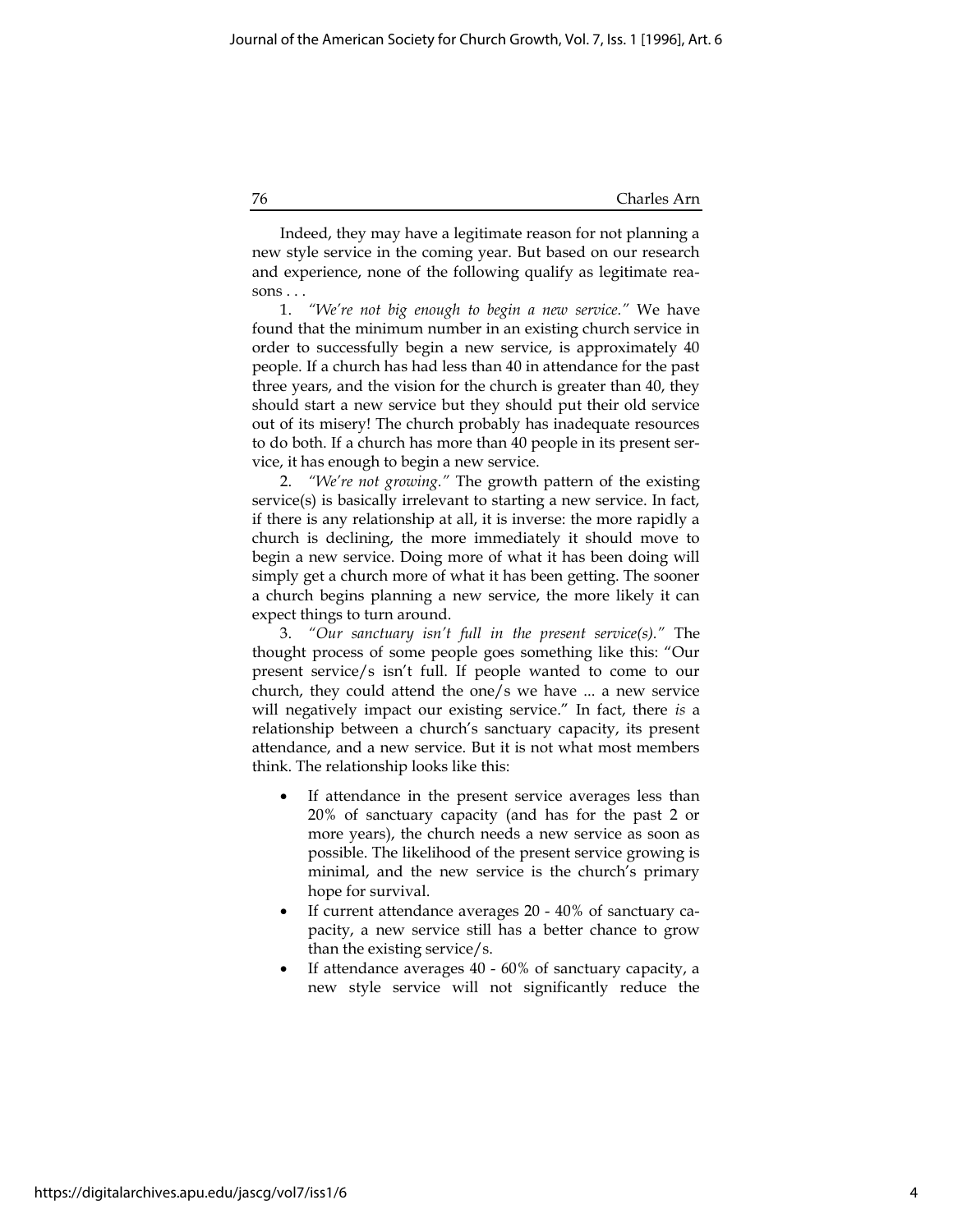Indeed, they may have a legitimate reason for not planning a new style service in the coming year. But based on our research and experience, none of the following qualify as legitimate reasons . . .

1. *"We're not big enough to begin a new service."* We have found that the minimum number in an existing church service in order to successfully begin a new service, is approximately 40 people. If a church has had less than 40 in attendance for the past three years, and the vision for the church is greater than 40, they should start a new service but they should put their old service out of its misery! The church probably has inadequate resources to do both. If a church has more than 40 people in its present service, it has enough to begin a new service.

2. *"We're not growing."* The growth pattern of the existing service(s) is basically irrelevant to starting a new service. In fact, if there is any relationship at all, it is inverse: the more rapidly a church is declining, the more immediately it should move to begin a new service. Doing more of what it has been doing will simply get a church more of what it has been getting. The sooner a church begins planning a new service, the more likely it can expect things to turn around.

3. *"Our sanctuary isn't full in the present service(s)."* The thought process of some people goes something like this: "Our present service/s isn't full. If people wanted to come to our church, they could attend the one/s we have ... a new service will negatively impact our existing service." In fact, there *is* a relationship between a church's sanctuary capacity, its present attendance, and a new service. But it is not what most members think. The relationship looks like this:

- If attendance in the present service averages less than 20% of sanctuary capacity (and has for the past 2 or more years), the church needs a new service as soon as possible. The likelihood of the present service growing is minimal, and the new service is the church's primary hope for survival.
- If current attendance averages 20 - 40% of sanctuary capacity, a new service still has a better chance to grow than the existing service/s.
- If attendance averages 40 - 60% of sanctuary capacity, a new style service will not significantly reduce the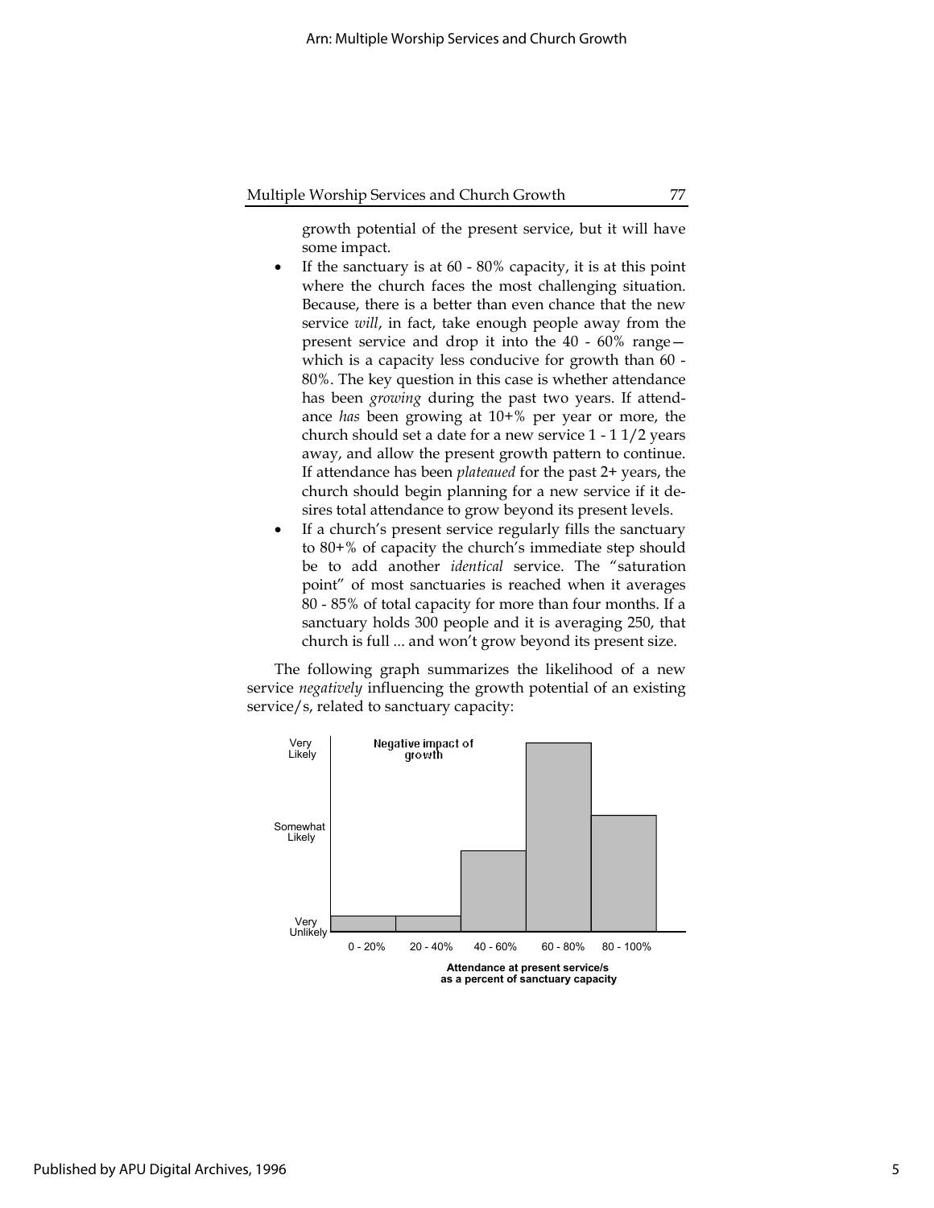growth potential of the present service, but it will have some impact.

- If the sanctuary is at 60 - 80% capacity, it is at this point where the church faces the most challenging situation. Because, there is a better than even chance that the new service *will*, in fact, take enough people away from the present service and drop it into the 40 - 60% range—which is a capacity less conducive for growth than 60 - 80%. The key question in this case is whether attendance has been *growing* during the past two years. If attendance *has* been growing at 10+% per year or more, the church should set a date for a new service 1 - 1 1/2 years away, and allow the present growth pattern to continue. If attendance has been *plateaued* for the past 2+ years, the church should begin planning for a new service if it desires total attendance to grow beyond its present levels.
- If a church's present service regularly fills the sanctuary to 80+% of capacity the church's immediate step should be to add another *identical* service. The "saturation point" of most sanctuaries is reached when it averages 80 - 85% of total capacity for more than four months. If a sanctuary holds 300 people and it is averaging 250, that church is full ... and won't grow beyond its present size.

The following graph summarizes the likelihood of a new service *negatively* influencing the growth potential of an existing service/s, related to sanctuary capacity:

Negative impact of growth

Very Likely / Somewhat Likely / Very Unlikely

0 - 20% | 20 - 40% | 40 - 60% | 60 - 80% | 80 - 100%

Attendance at present service/s as a percent of sanctuary capacity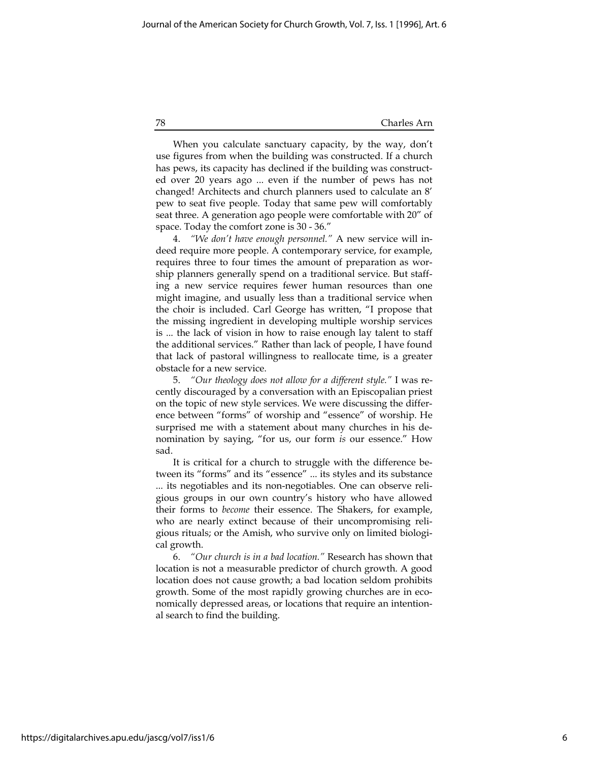When you calculate sanctuary capacity, by the way, don't use figures from when the building was constructed. If a church has pews, its capacity has declined if the building was constructed over 20 years ago ... even if the number of pews has not changed! Architects and church planners used to calculate an 8′ pew to seat five people. Today that same pew will comfortably seat three. A generation ago people were comfortable with 20″ of space. Today the comfort zone is 30 - 36.″

4. *"We don't have enough personnel."* A new service will indeed require more people. A contemporary service, for example, requires three to four times the amount of preparation as worship planners generally spend on a traditional service. But staffing a new service requires fewer human resources than one might imagine, and usually less than a traditional service when the choir is included. Carl George has written, "I propose that the missing ingredient in developing multiple worship services is ... the lack of vision in how to raise enough lay talent to staff the additional services." Rather than lack of people, I have found that lack of pastoral willingness to reallocate time, is a greater obstacle for a new service.

5. *"Our theology does not allow for a different style."* I was recently discouraged by a conversation with an Episcopalian priest on the topic of new style services. We were discussing the difference between "forms" of worship and "essence" of worship. He surprised me with a statement about many churches in his denomination by saying, "for us, our form *is* our essence." How sad.

It is critical for a church to struggle with the difference between its "forms" and its "essence" ... its styles and its substance ... its negotiables and its non-negotiables. One can observe religious groups in our own country's history who have allowed their forms to *become* their essence. The Shakers, for example, who are nearly extinct because of their uncompromising religious rituals; or the Amish, who survive only on limited biological growth.

6. *"Our church is in a bad location."* Research has shown that location is not a measurable predictor of church growth. A good location does not cause growth; a bad location seldom prohibits growth. Some of the most rapidly growing churches are in economically depressed areas, or locations that require an intentional search to find the building.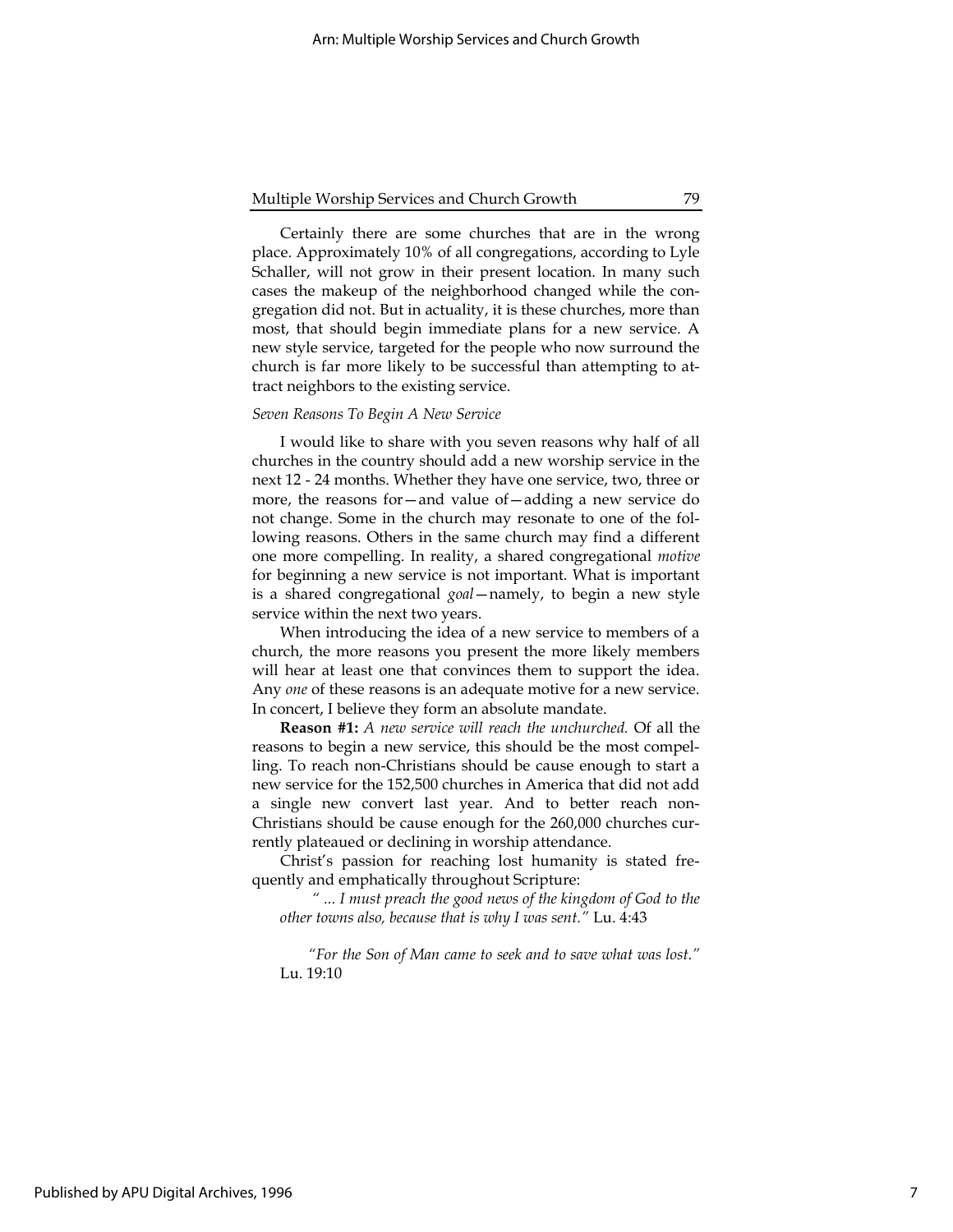Certainly there are some churches that are in the wrong place. Approximately 10% of all congregations, according to Lyle Schaller, will not grow in their present location. In many such cases the makeup of the neighborhood changed while the congregation did not. But in actuality, it is these churches, more than most, that should begin immediate plans for a new service. A new style service, targeted for the people who now surround the church is far more likely to be successful than attempting to attract neighbors to the existing service.

*Seven Reasons To Begin A New Service*

I would like to share with you seven reasons why half of all churches in the country should add a new worship service in the next 12 - 24 months. Whether they have one service, two, three or more, the reasons for—and value of—adding a new service do not change. Some in the church may resonate to one of the following reasons. Others in the same church may find a different one more compelling. In reality, a shared congregational *motive* for beginning a new service is not important. What is important is a shared congregational *goal*—namely, to begin a new style service within the next two years.

When introducing the idea of a new service to members of a church, the more reasons you present the more likely members will hear at least one that convinces them to support the idea. Any *one* of these reasons is an adequate motive for a new service. In concert, I believe they form an absolute mandate.

**Reason #1:** *A new service will reach the unchurched.* Of all the reasons to begin a new service, this should be the most compelling. To reach non-Christians should be cause enough to start a new service for the 152,500 churches in America that did not add a single new convert last year. And to better reach non-Christians should be cause enough for the 260,000 churches currently plateaued or declining in worship attendance.

Christ's passion for reaching lost humanity is stated frequently and emphatically throughout Scripture:

> *" ... I must preach the good news of the kingdom of God to the other towns also, because that is why I was sent."* Lu. 4:43

> *"For the Son of Man came to seek and to save what was lost."* Lu. 19:10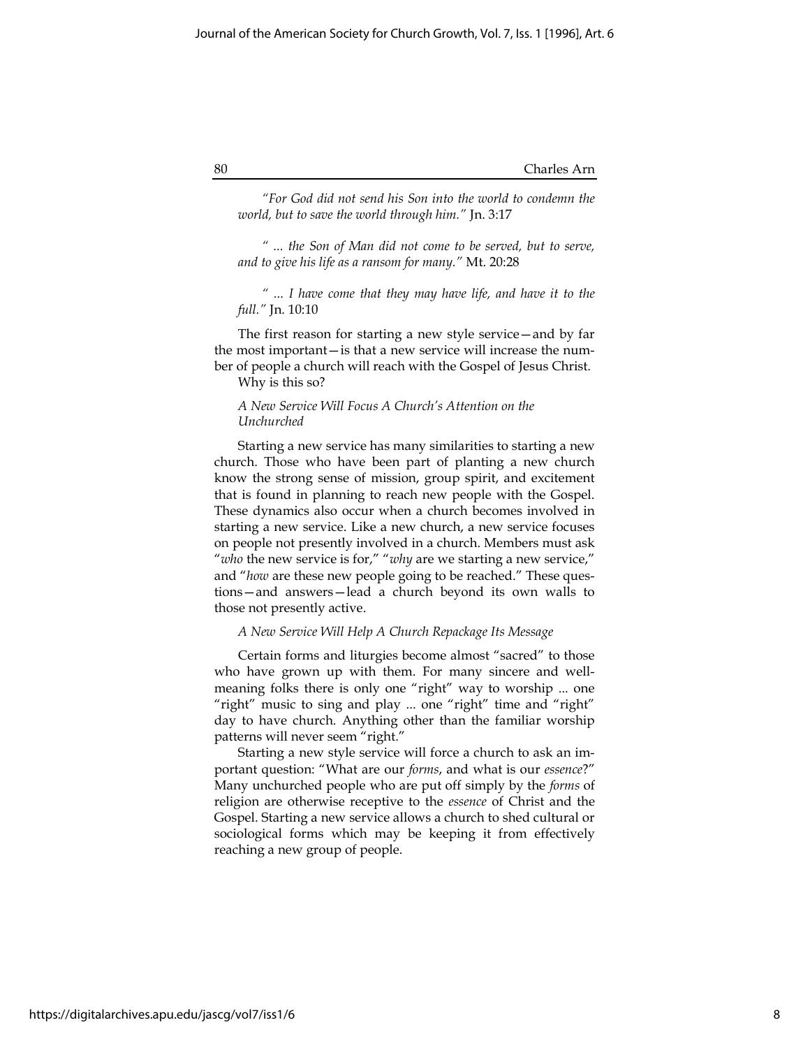*"For God did not send his Son into the world to condemn the world, but to save the world through him."* Jn. 3:17

*" ... the Son of Man did not come to be served, but to serve, and to give his life as a ransom for many."* Mt. 20:28

*" ... I have come that they may have life, and have it to the full."* Jn. 10:10

The first reason for starting a new style service—and by far the most important—is that a new service will increase the number of people a church will reach with the Gospel of Jesus Christ.

Why is this so?

*A New Service Will Focus A Church's Attention on the Unchurched*

Starting a new service has many similarities to starting a new church. Those who have been part of planting a new church know the strong sense of mission, group spirit, and excitement that is found in planning to reach new people with the Gospel. These dynamics also occur when a church becomes involved in starting a new service. Like a new church, a new service focuses on people not presently involved in a church. Members must ask "*who* the new service is for," "*why* are we starting a new service," and "*how* are these new people going to be reached." These questions—and answers—lead a church beyond its own walls to those not presently active.

*A New Service Will Help A Church Repackage Its Message*

Certain forms and liturgies become almost "sacred" to those who have grown up with them. For many sincere and well-meaning folks there is only one "right" way to worship ... one "right" music to sing and play ... one "right" time and "right" day to have church. Anything other than the familiar worship patterns will never seem "right."

Starting a new style service will force a church to ask an important question: "What are our *forms*, and what is our *essence*?" Many unchurched people who are put off simply by the *forms* of religion are otherwise receptive to the *essence* of Christ and the Gospel. Starting a new service allows a church to shed cultural or sociological forms which may be keeping it from effectively reaching a new group of people.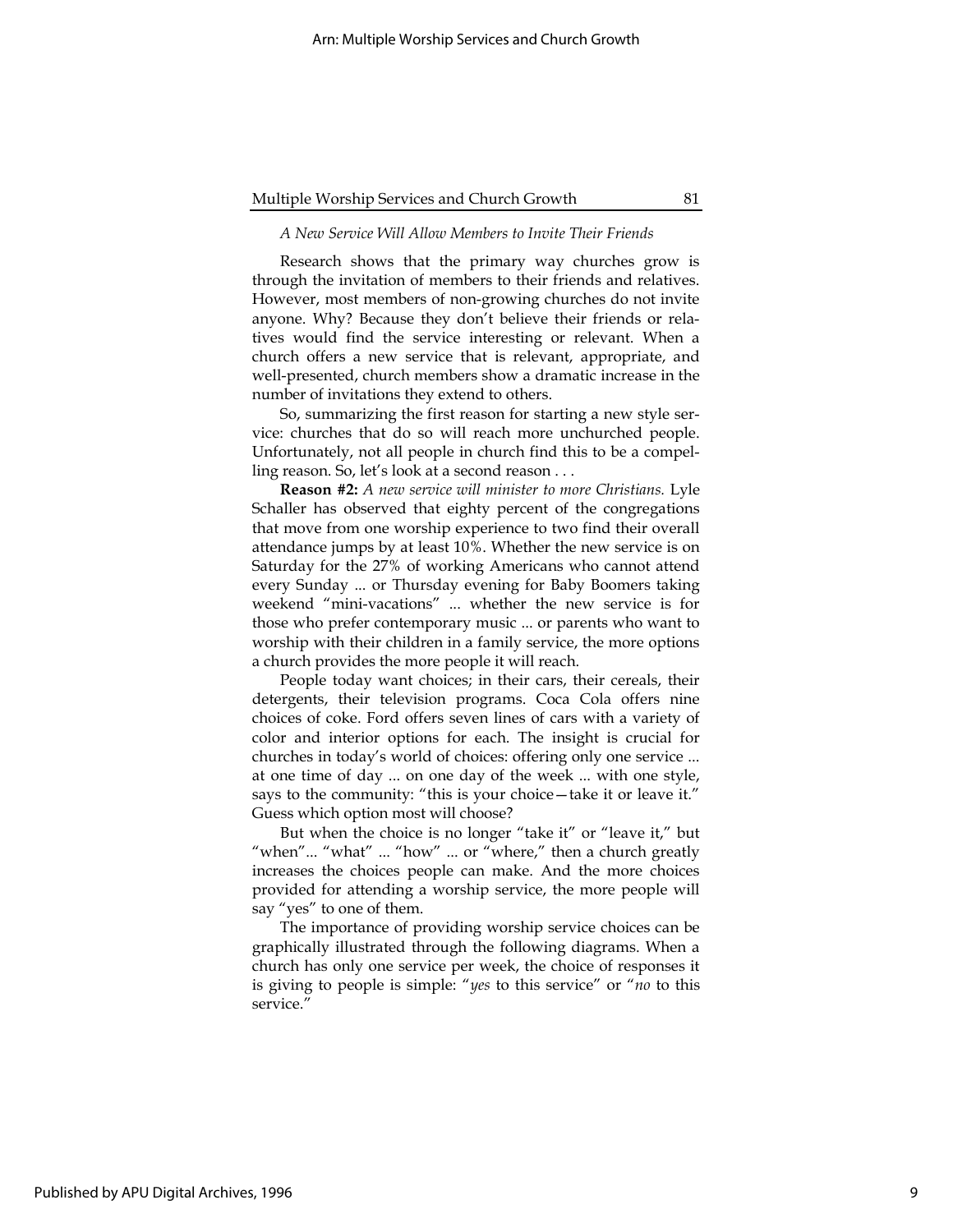*A New Service Will Allow Members to Invite Their Friends*

Research shows that the primary way churches grow is through the invitation of members to their friends and relatives. However, most members of non-growing churches do not invite anyone. Why? Because they don't believe their friends or relatives would find the service interesting or relevant. When a church offers a new service that is relevant, appropriate, and well-presented, church members show a dramatic increase in the number of invitations they extend to others.

So, summarizing the first reason for starting a new style service: churches that do so will reach more unchurched people. Unfortunately, not all people in church find this to be a compelling reason. So, let's look at a second reason . . .

**Reason #2:** *A new service will minister to more Christians.* Lyle Schaller has observed that eighty percent of the congregations that move from one worship experience to two find their overall attendance jumps by at least 10%. Whether the new service is on Saturday for the 27% of working Americans who cannot attend every Sunday ... or Thursday evening for Baby Boomers taking weekend "mini-vacations" ... whether the new service is for those who prefer contemporary music ... or parents who want to worship with their children in a family service, the more options a church provides the more people it will reach.

People today want choices; in their cars, their cereals, their detergents, their television programs. Coca Cola offers nine choices of coke. Ford offers seven lines of cars with a variety of color and interior options for each. The insight is crucial for churches in today's world of choices: offering only one service ... at one time of day ... on one day of the week ... with one style, says to the community: "this is your choice—take it or leave it." Guess which option most will choose?

But when the choice is no longer "take it" or "leave it," but "when"... "what" ... "how" ... or "where," then a church greatly increases the choices people can make. And the more choices provided for attending a worship service, the more people will say "yes" to one of them.

The importance of providing worship service choices can be graphically illustrated through the following diagrams. When a church has only one service per week, the choice of responses it is giving to people is simple: "*yes* to this service" or "*no* to this service."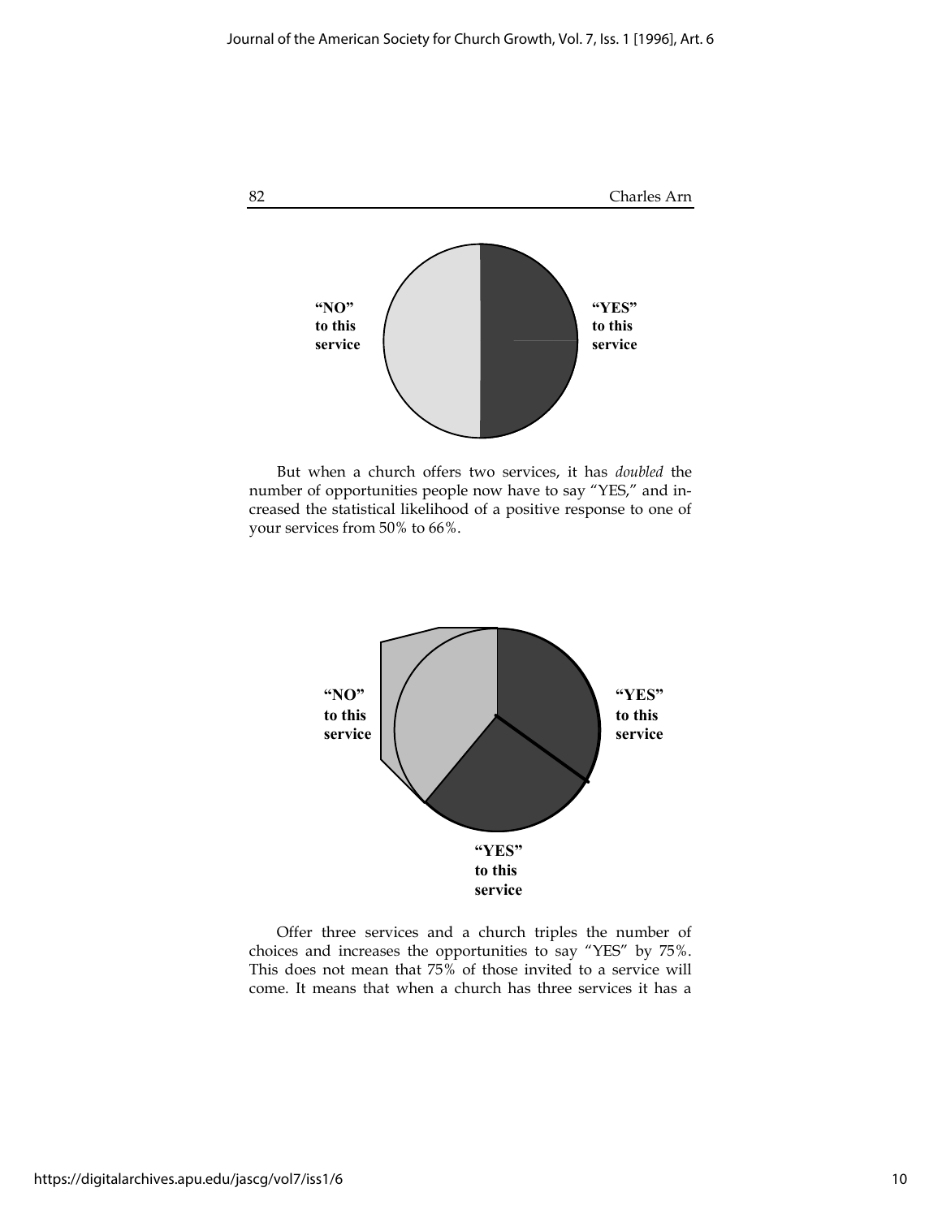"NO" to this service

"YES" to this service

But when a church offers two services, it has *doubled* the number of opportunities people now have to say "YES," and increased the statistical likelihood of a positive response to one of your services from 50% to 66%.

"NO" to this service

"YES" to this service

"YES" to this service

Offer three services and a church triples the number of choices and increases the opportunities to say "YES" by 75%. This does not mean that 75% of those invited to a service will come. It means that when a church has three services it has a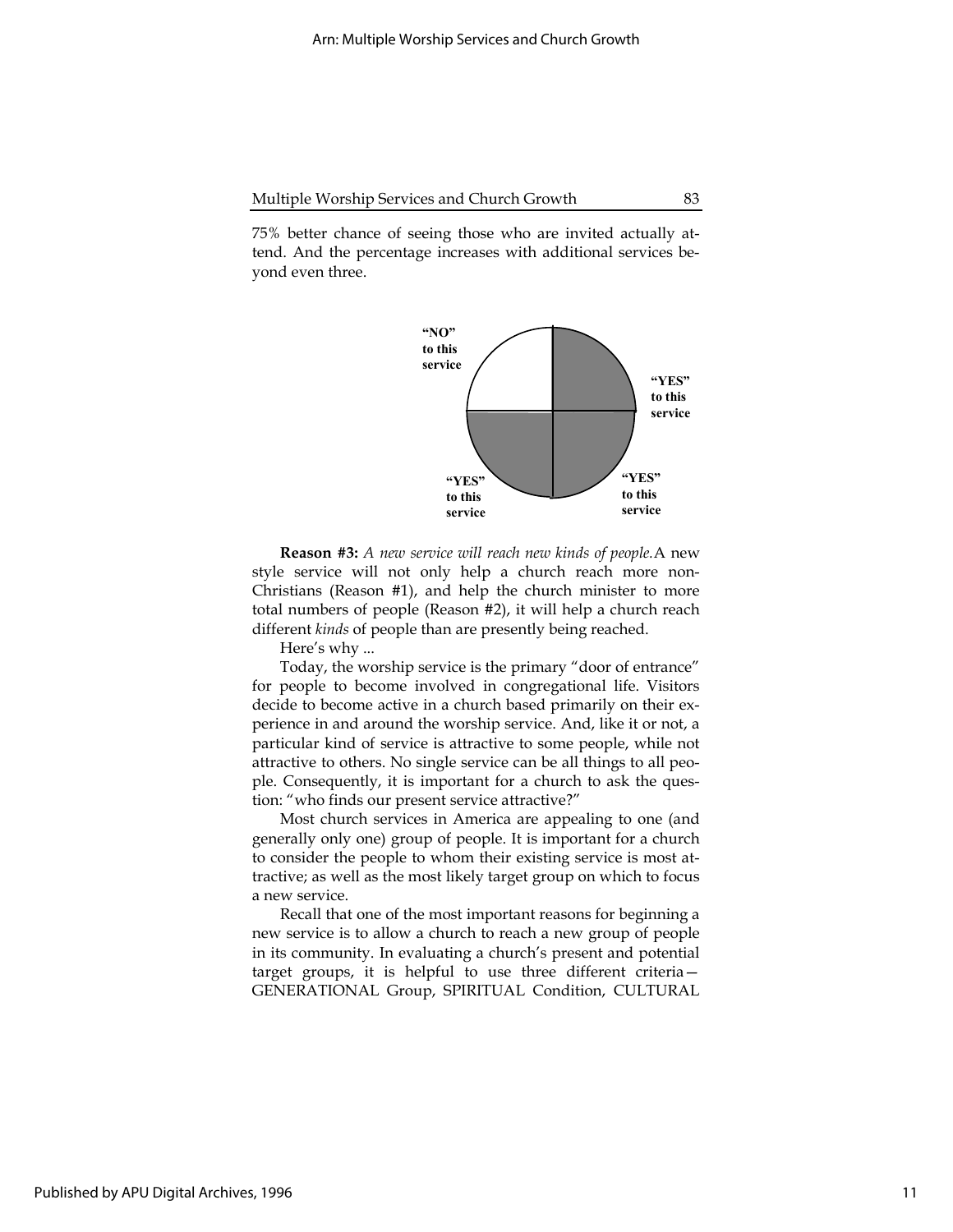75% better chance of seeing those who are invited actually attend. And the percentage increases with additional services beyond even three.

"NO" to this service

"YES" to this service

"YES" to this service

"YES" to this service

**Reason #3:** *A new service will reach new kinds of people.* A new style service will not only help a church reach more non-Christians (Reason #1), and help the church minister to more total numbers of people (Reason #2), it will help a church reach different *kinds* of people than are presently being reached.

Here's why ...

Today, the worship service is the primary "door of entrance" for people to become involved in congregational life. Visitors decide to become active in a church based primarily on their experience in and around the worship service. And, like it or not, a particular kind of service is attractive to some people, while not attractive to others. No single service can be all things to all people. Consequently, it is important for a church to ask the question: "who finds our present service attractive?"

Most church services in America are appealing to one (and generally only one) group of people. It is important for a church to consider the people to whom their existing service is most attractive; as well as the most likely target group on which to focus a new service.

Recall that one of the most important reasons for beginning a new service is to allow a church to reach a new group of people in its community. In evaluating a church's present and potential target groups, it is helpful to use three different criteria—GENERATIONAL Group, SPIRITUAL Condition, CULTURAL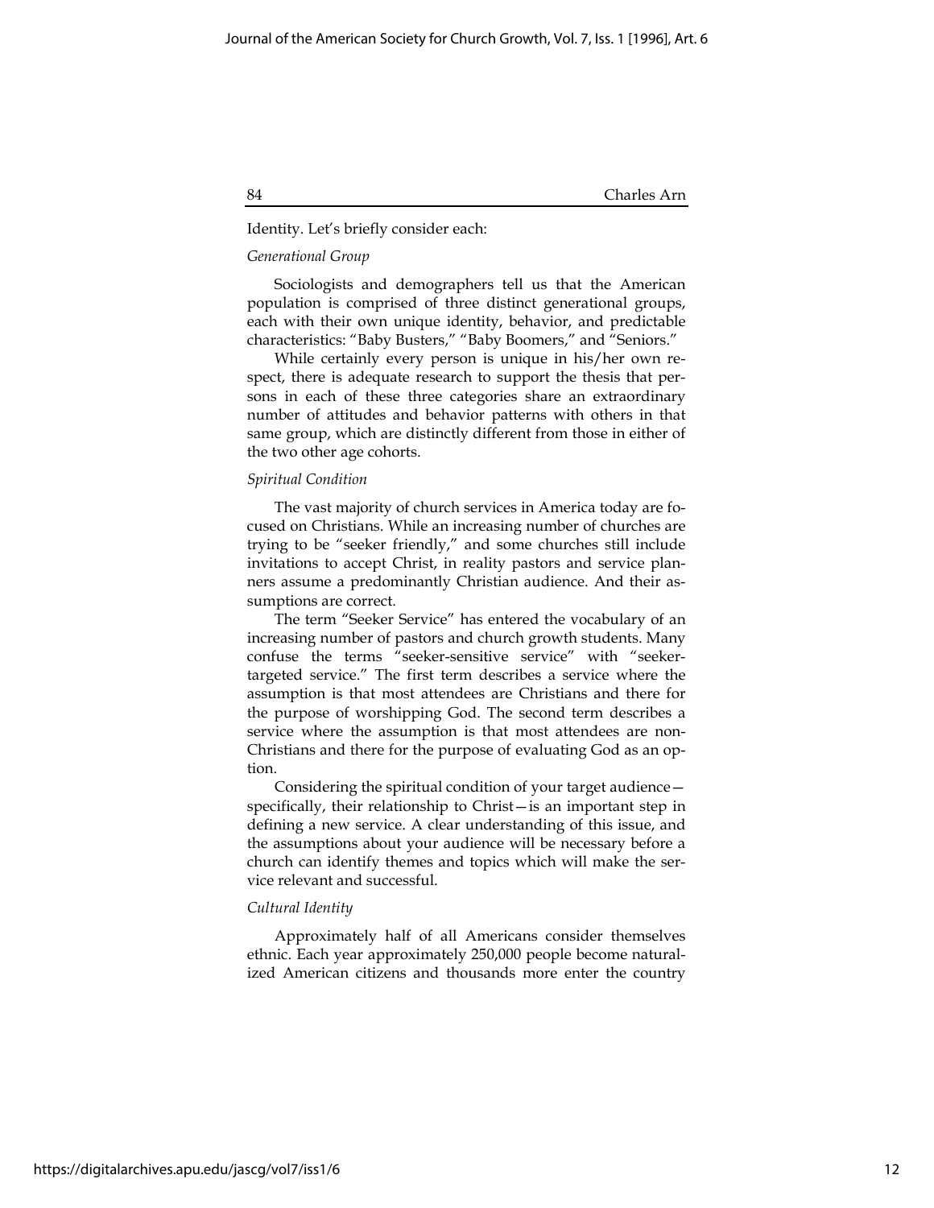Identity. Let's briefly consider each:

### *Generational Group*

Sociologists and demographers tell us that the American population is comprised of three distinct generational groups, each with their own unique identity, behavior, and predictable characteristics: "Baby Busters," "Baby Boomers," and "Seniors."

While certainly every person is unique in his/her own respect, there is adequate research to support the thesis that persons in each of these three categories share an extraordinary number of attitudes and behavior patterns with others in that same group, which are distinctly different from those in either of the two other age cohorts.

### *Spiritual Condition*

The vast majority of church services in America today are focused on Christians. While an increasing number of churches are trying to be "seeker friendly," and some churches still include invitations to accept Christ, in reality pastors and service planners assume a predominantly Christian audience. And their assumptions are correct.

The term "Seeker Service" has entered the vocabulary of an increasing number of pastors and church growth students. Many confuse the terms "seeker-sensitive service" with "seeker-targeted service." The first term describes a service where the assumption is that most attendees are Christians and there for the purpose of worshipping God. The second term describes a service where the assumption is that most attendees are non-Christians and there for the purpose of evaluating God as an option.

Considering the spiritual condition of your target audience—specifically, their relationship to Christ—is an important step in defining a new service. A clear understanding of this issue, and the assumptions about your audience will be necessary before a church can identify themes and topics which will make the service relevant and successful.

### *Cultural Identity*

Approximately half of all Americans consider themselves ethnic. Each year approximately 250,000 people become naturalized American citizens and thousands more enter the country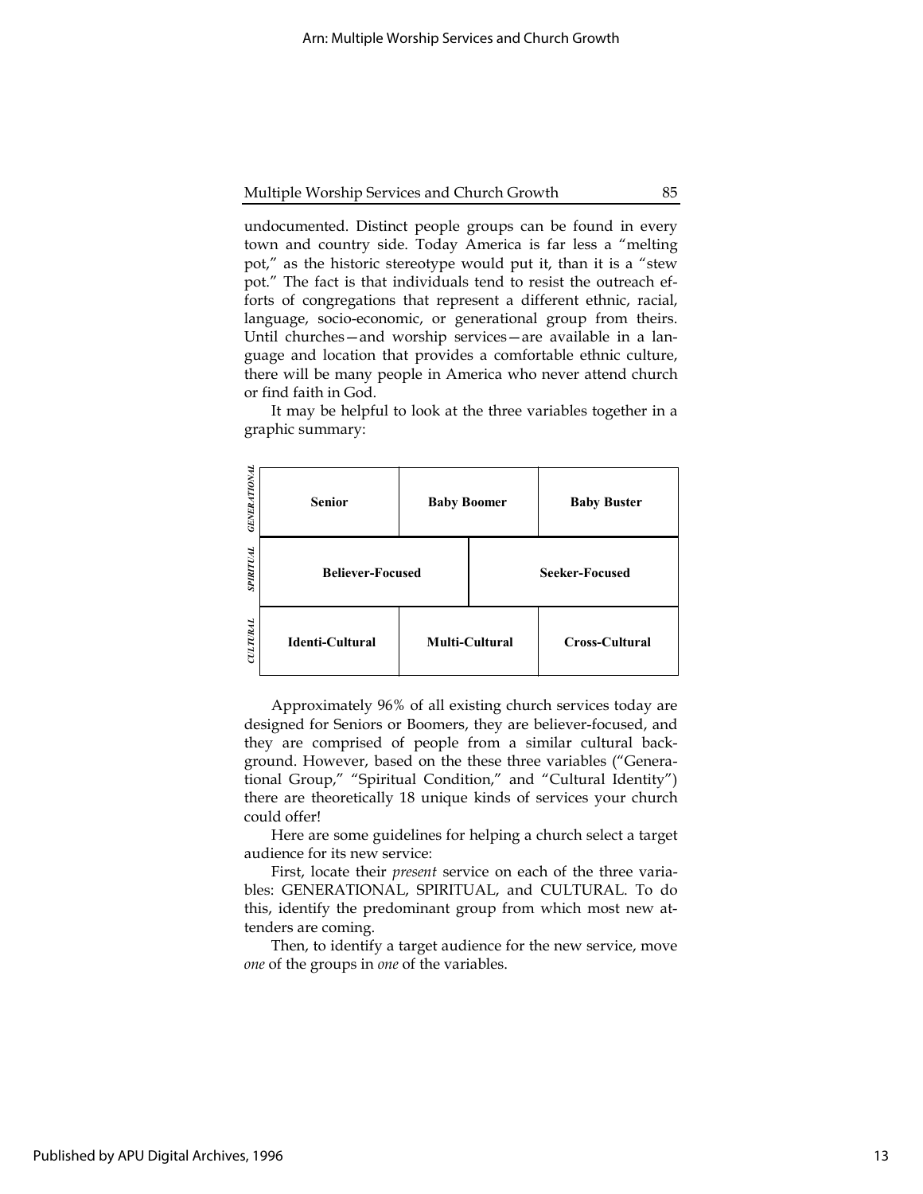undocumented. Distinct people groups can be found in every town and country side. Today America is far less a "melting pot," as the historic stereotype would put it, than it is a "stew pot." The fact is that individuals tend to resist the outreach efforts of congregations that represent a different ethnic, racial, language, socio-economic, or generational group from theirs. Until churches—and worship services—are available in a language and location that provides a comfortable ethnic culture, there will be many people in America who never attend church or find faith in God.

It may be helpful to look at the three variables together in a graphic summary:

| | | | |
|---|---|---|---|
| *GENERATIONAL* | **Senior** | **Baby Boomer** | **Baby Buster** |
| *SPIRITUAL* | **Believer-Focused** | | **Seeker-Focused** |
| *CULTURAL* | **Identi-Cultural** | **Multi-Cultural** | **Cross-Cultural** |

Approximately 96% of all existing church services today are designed for Seniors or Boomers, they are believer-focused, and they are comprised of people from a similar cultural background. However, based on the these three variables ("Generational Group," "Spiritual Condition," and "Cultural Identity") there are theoretically 18 unique kinds of services your church could offer!

Here are some guidelines for helping a church select a target audience for its new service:

First, locate their *present* service on each of the three variables: GENERATIONAL, SPIRITUAL, and CULTURAL. To do this, identify the predominant group from which most new attenders are coming.

Then, to identify a target audience for the new service, move *one* of the groups in *one* of the variables.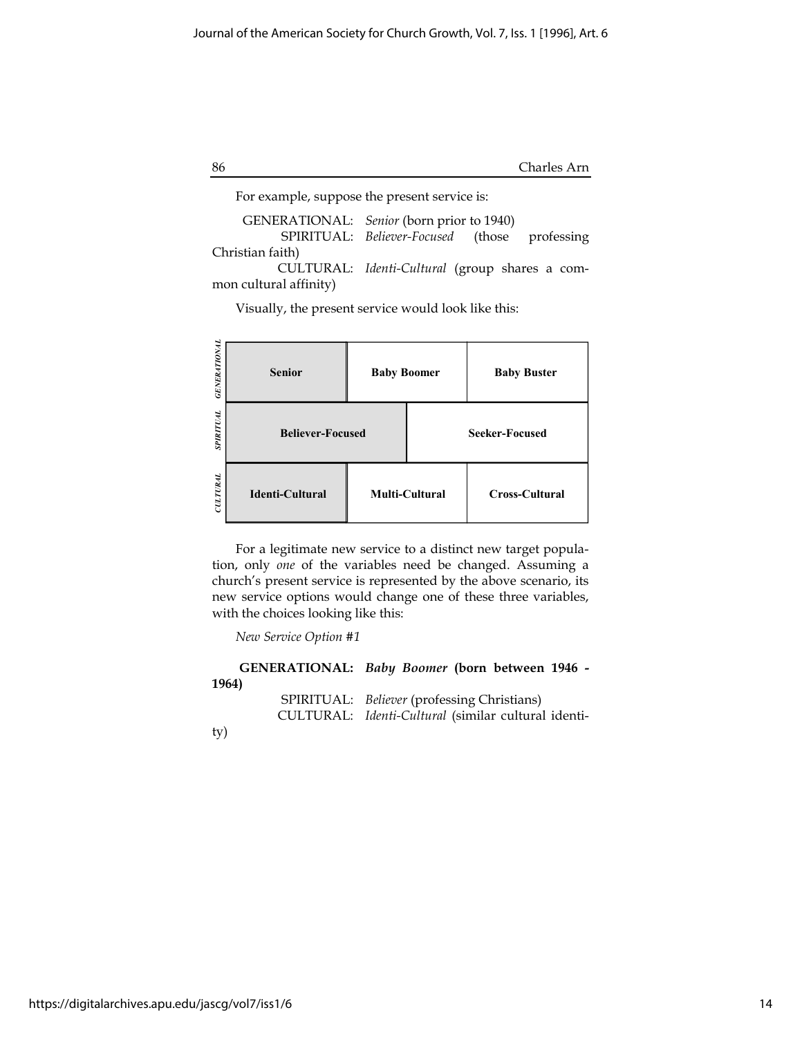For example, suppose the present service is:

GENERATIONAL: *Senior* (born prior to 1940)
SPIRITUAL: *Believer-Focused* (those professing Christian faith)
CULTURAL: *Identi-Cultural* (group shares a common cultural affinity)

Visually, the present service would look like this:

| | | | |
|---|---|---|---|
| *GENERATIONAL* | **Senior** | **Baby Boomer** | **Baby Buster** |
| *SPIRITUAL* | **Believer-Focused** | | **Seeker-Focused** |
| *CULTURAL* | **Identi-Cultural** | **Multi-Cultural** | **Cross-Cultural** |

For a legitimate new service to a distinct new target population, only *one* of the variables need be changed. Assuming a church's present service is represented by the above scenario, its new service options would change one of these three variables, with the choices looking like this:

*New Service Option #1*

**GENERATIONAL:** ***Baby Boomer*** **(born between 1946 - 1964)**
SPIRITUAL: *Believer* (professing Christians)
CULTURAL: *Identi-Cultural* (similar cultural identity)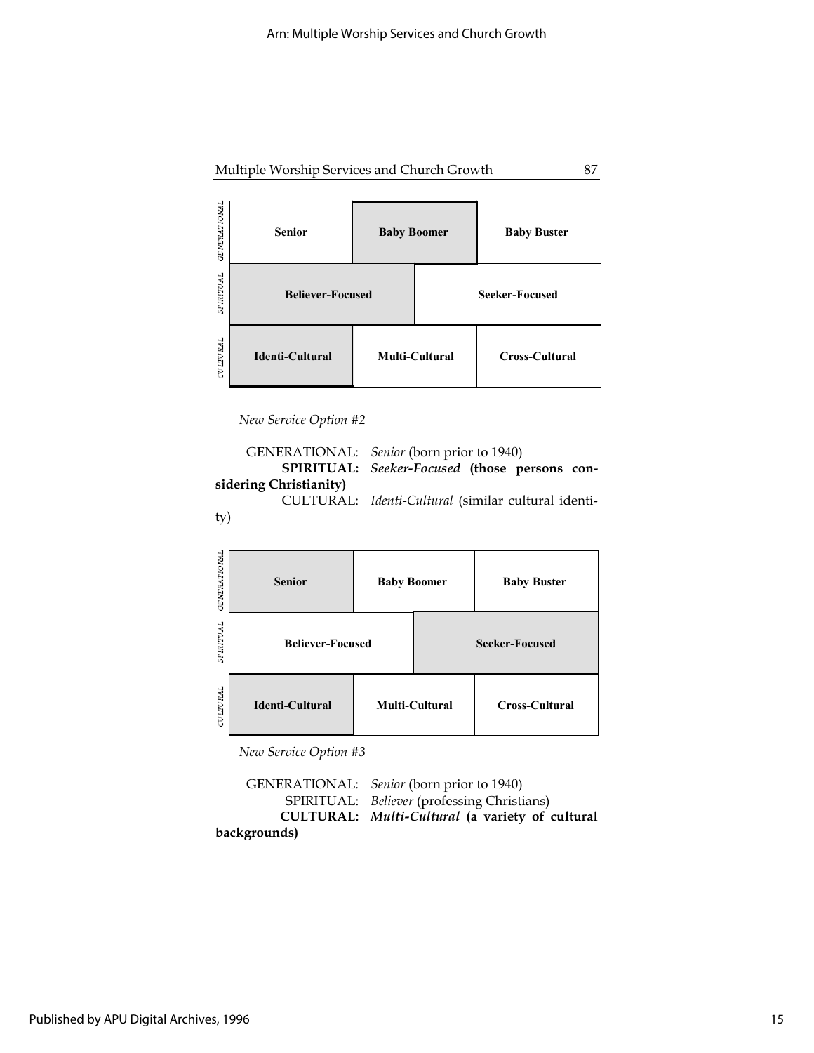| GENERATIONAL | Senior | Baby Boomer | Baby Buster |
|---|---|---|---|
| SPIRITUAL | Believer-Focused | | Seeker-Focused |
| CULTURAL | Identi-Cultural | Multi-Cultural | Cross-Cultural |

*New Service Option #2*

GENERATIONAL: *Senior* (born prior to 1940)
**SPIRITUAL:** ***Seeker-Focused* (those persons considering Christianity)**
CULTURAL: *Identi-Cultural* (similar cultural identity)

| GENERATIONAL | Senior | Baby Boomer | Baby Buster |
|---|---|---|---|
| SPIRITUAL | Believer-Focused | | Seeker-Focused |
| CULTURAL | Identi-Cultural | Multi-Cultural | Cross-Cultural |

*New Service Option #3*

GENERATIONAL: *Senior* (born prior to 1940)
SPIRITUAL: *Believer* (professing Christians)
**CULTURAL:** ***Multi-Cultural* (a variety of cultural backgrounds)**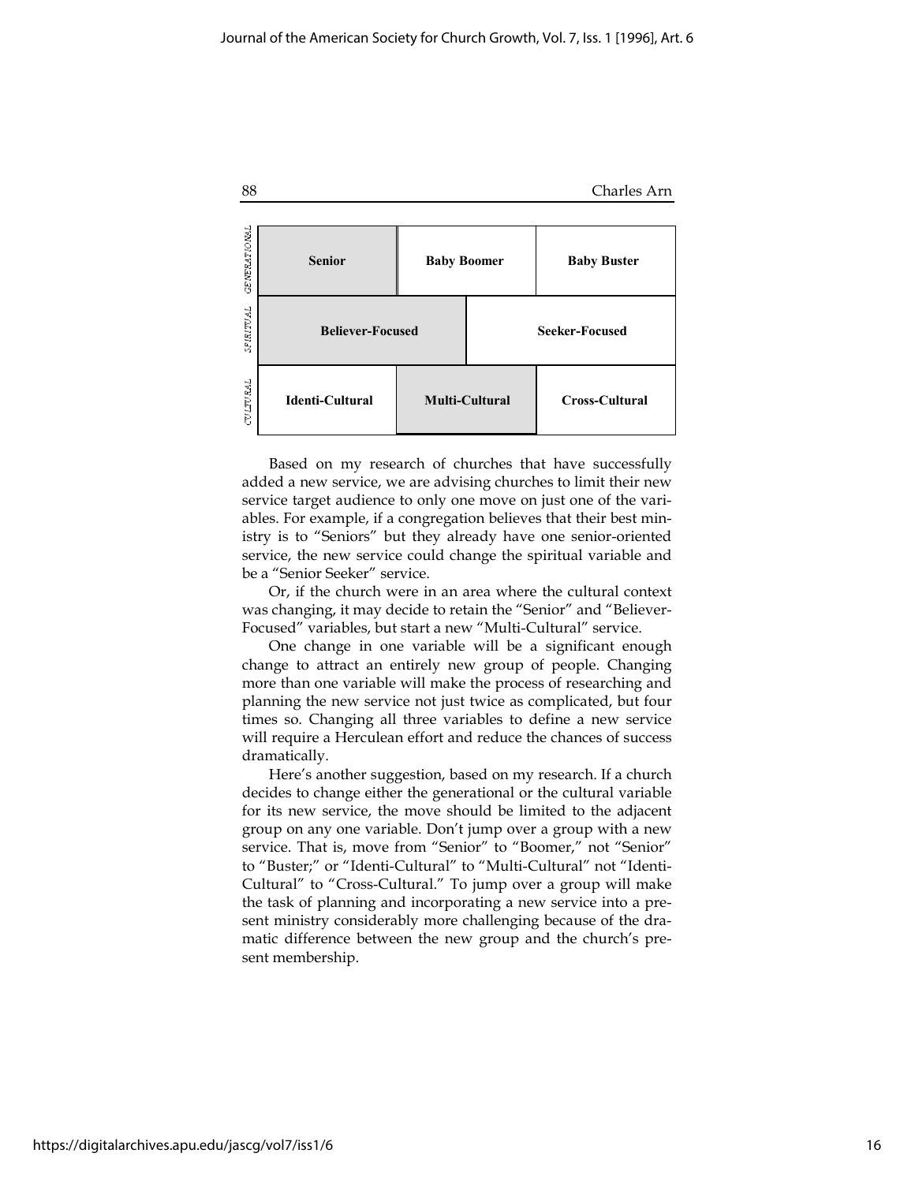| GENERATIONAL | Senior | Baby Boomer | Baby Buster |
|---|---|---|---|
| SPIRITUAL | Believer-Focused | | Seeker-Focused |
| CULTURAL | Identi-Cultural | Multi-Cultural | Cross-Cultural |

Based on my research of churches that have successfully added a new service, we are advising churches to limit their new service target audience to only one move on just one of the variables. For example, if a congregation believes that their best ministry is to "Seniors" but they already have one senior-oriented service, the new service could change the spiritual variable and be a "Senior Seeker" service.

Or, if the church were in an area where the cultural context was changing, it may decide to retain the "Senior" and "Believer-Focused" variables, but start a new "Multi-Cultural" service.

One change in one variable will be a significant enough change to attract an entirely new group of people. Changing more than one variable will make the process of researching and planning the new service not just twice as complicated, but four times so. Changing all three variables to define a new service will require a Herculean effort and reduce the chances of success dramatically.

Here's another suggestion, based on my research. If a church decides to change either the generational or the cultural variable for its new service, the move should be limited to the adjacent group on any one variable. Don't jump over a group with a new service. That is, move from "Senior" to "Boomer," not "Senior" to "Buster;" or "Identi-Cultural" to "Multi-Cultural" not "Identi-Cultural" to "Cross-Cultural." To jump over a group will make the task of planning and incorporating a new service into a present ministry considerably more challenging because of the dramatic difference between the new group and the church's present membership.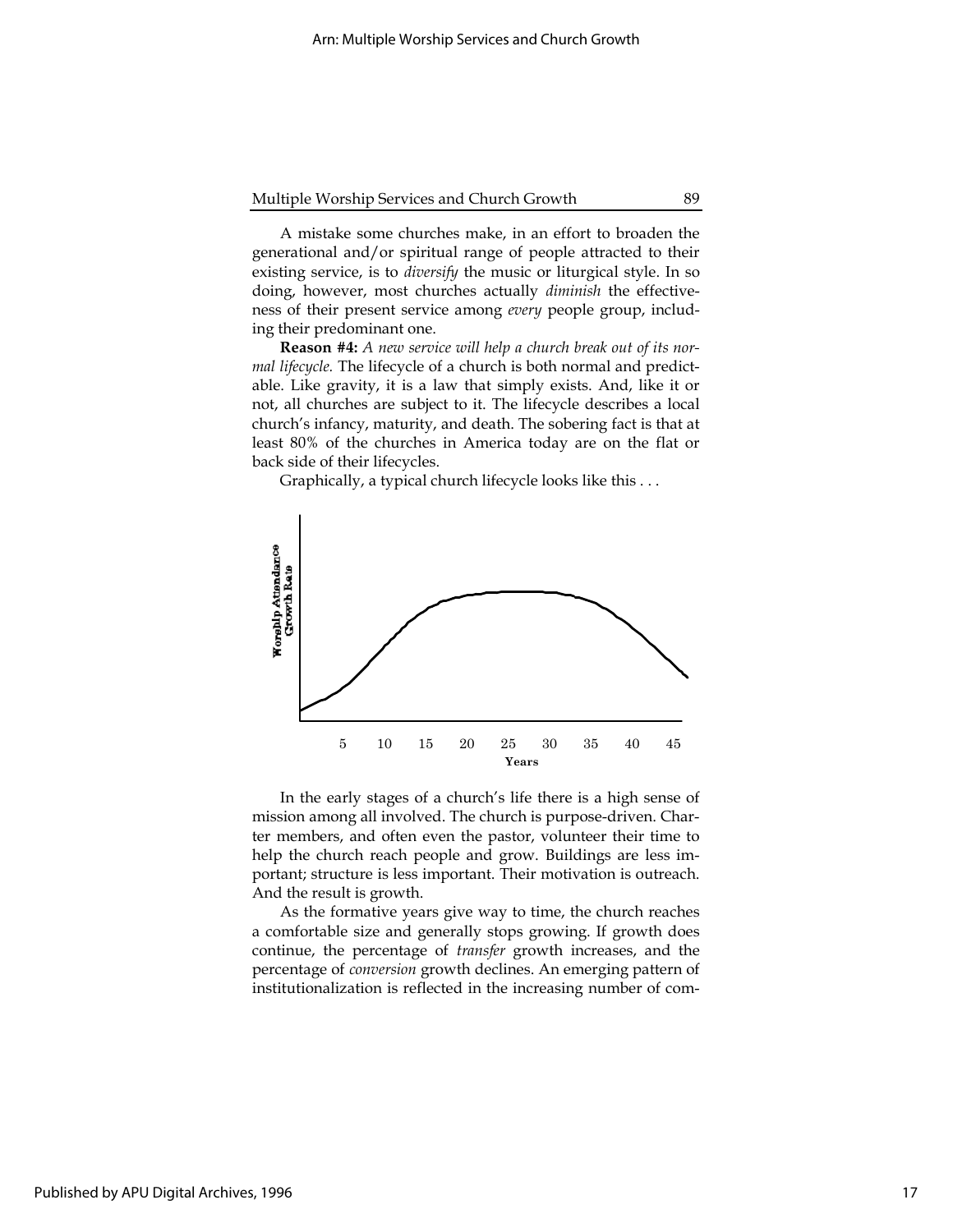A mistake some churches make, in an effort to broaden the generational and/or spiritual range of people attracted to their existing service, is to *diversify* the music or liturgical style. In so doing, however, most churches actually *diminish* the effectiveness of their present service among *every* people group, including their predominant one.

**Reason #4:** *A new service will help a church break out of its normal lifecycle.* The lifecycle of a church is both normal and predictable. Like gravity, it is a law that simply exists. And, like it or not, all churches are subject to it. The lifecycle describes a local church's infancy, maturity, and death. The sobering fact is that at least 80% of the churches in America today are on the flat or back side of their lifecycles.

Graphically, a typical church lifecycle looks like this . . .

In the early stages of a church's life there is a high sense of mission among all involved. The church is purpose-driven. Charter members, and often even the pastor, volunteer their time to help the church reach people and grow. Buildings are less important; structure is less important. Their motivation is outreach. And the result is growth.

As the formative years give way to time, the church reaches a comfortable size and generally stops growing. If growth does continue, the percentage of *transfer* growth increases, and the percentage of *conversion* growth declines. An emerging pattern of institutionalization is reflected in the increasing number of com-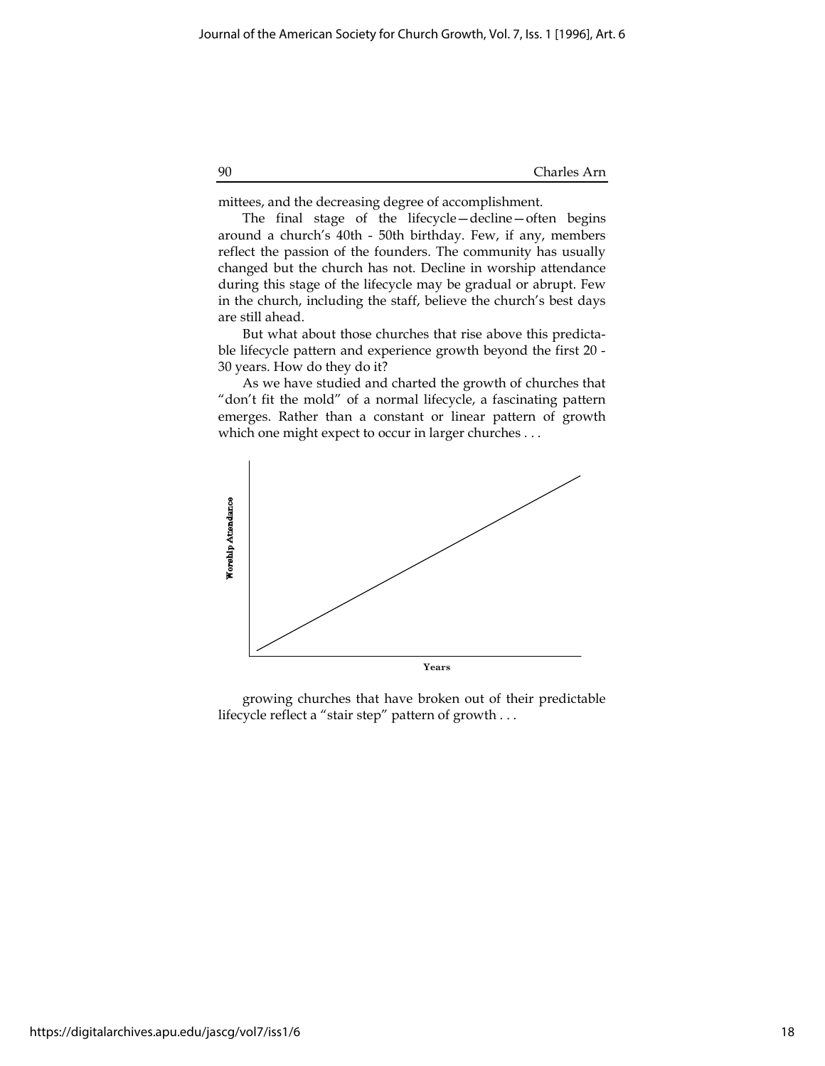mittees, and the decreasing degree of accomplishment.

The final stage of the lifecycle—decline—often begins around a church's 40th - 50th birthday. Few, if any, members reflect the passion of the founders. The community has usually changed but the church has not. Decline in worship attendance during this stage of the lifecycle may be gradual or abrupt. Few in the church, including the staff, believe the church's best days are still ahead.

But what about those churches that rise above this predictable lifecycle pattern and experience growth beyond the first 20 - 30 years. How do they do it?

As we have studied and charted the growth of churches that "don't fit the mold" of a normal lifecycle, a fascinating pattern emerges. Rather than a constant or linear pattern of growth which one might expect to occur in larger churches . . .

Worship Attendance

Years

growing churches that have broken out of their predictable lifecycle reflect a "stair step" pattern of growth . . .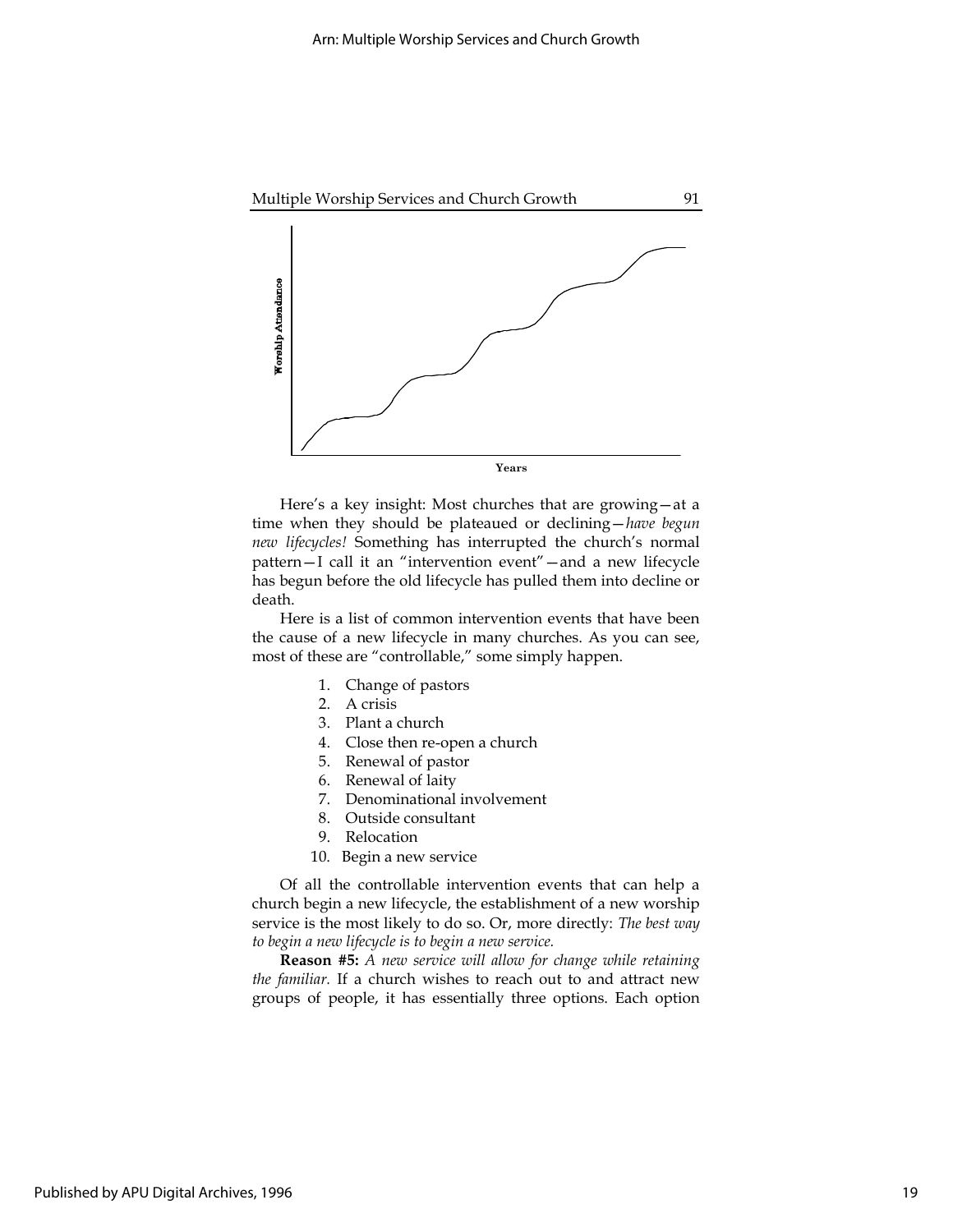Here's a key insight: Most churches that are growing—at a time when they should be plateaued or declining—*have begun new lifecycles!* Something has interrupted the church's normal pattern—I call it an "intervention event"—and a new lifecycle has begun before the old lifecycle has pulled them into decline or death.

Here is a list of common intervention events that have been the cause of a new lifecycle in many churches. As you can see, most of these are "controllable," some simply happen.

1. Change of pastors
2. A crisis
3. Plant a church
4. Close then re-open a church
5. Renewal of pastor
6. Renewal of laity
7. Denominational involvement
8. Outside consultant
9. Relocation
10. Begin a new service

Of all the controllable intervention events that can help a church begin a new lifecycle, the establishment of a new worship service is the most likely to do so. Or, more directly: *The best way to begin a new lifecycle is to begin a new service.*

**Reason #5:** *A new service will allow for change while retaining the familiar.* If a church wishes to reach out to and attract new groups of people, it has essentially three options. Each option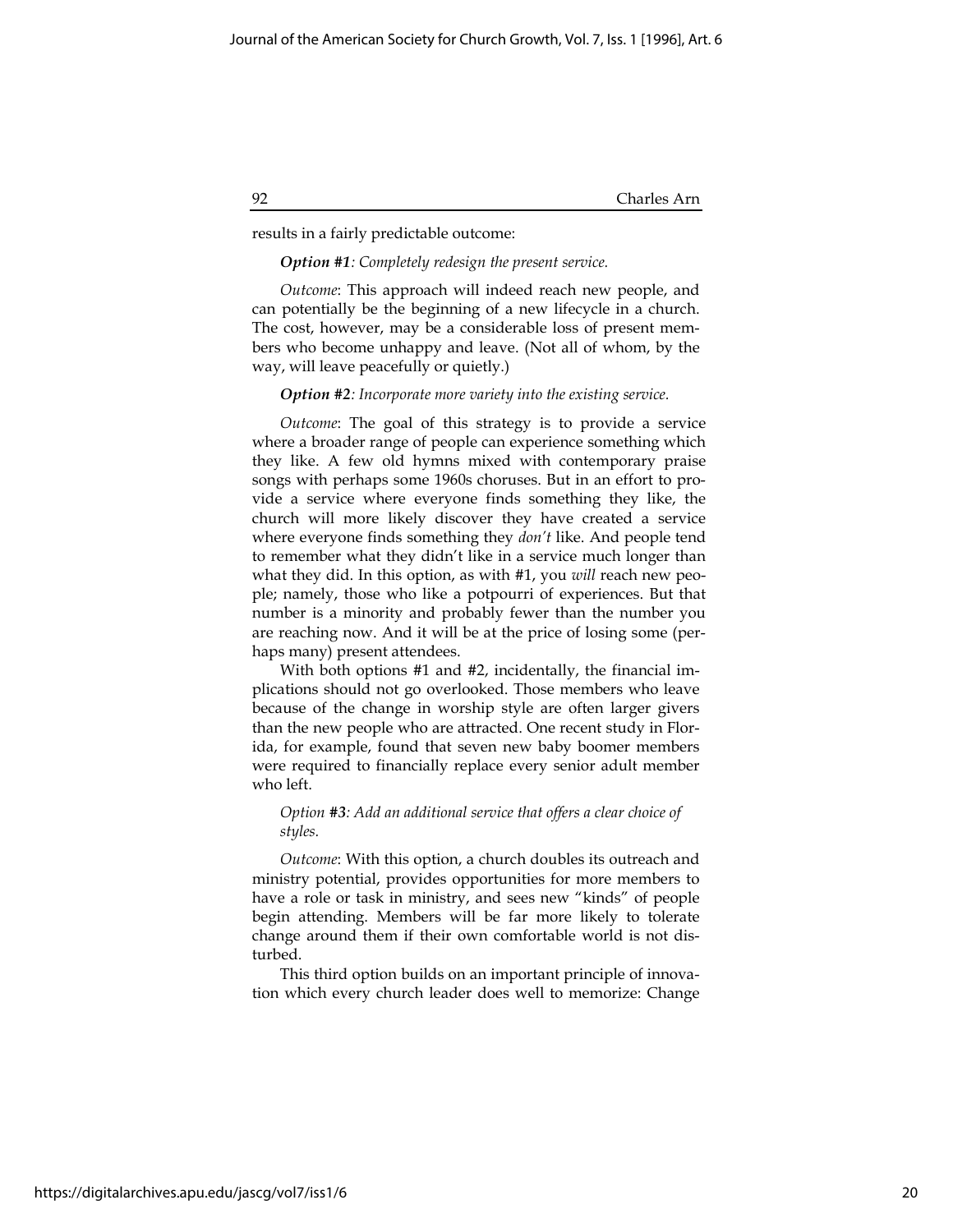results in a fairly predictable outcome:

***Option #1**: Completely redesign the present service.*

*Outcome*: This approach will indeed reach new people, and can potentially be the beginning of a new lifecycle in a church. The cost, however, may be a considerable loss of present members who become unhappy and leave. (Not all of whom, by the way, will leave peacefully or quietly.)

***Option #2**: Incorporate more variety into the existing service.*

*Outcome*: The goal of this strategy is to provide a service where a broader range of people can experience something which they like. A few old hymns mixed with contemporary praise songs with perhaps some 1960s choruses. But in an effort to provide a service where everyone finds something they like, the church will more likely discover they have created a service where everyone finds something they *don't* like. And people tend to remember what they didn't like in a service much longer than what they did. In this option, as with #1, you *will* reach new people; namely, those who like a potpourri of experiences. But that number is a minority and probably fewer than the number you are reaching now. And it will be at the price of losing some (perhaps many) present attendees.

With both options #1 and #2, incidentally, the financial implications should not go overlooked. Those members who leave because of the change in worship style are often larger givers than the new people who are attracted. One recent study in Florida, for example, found that seven new baby boomer members were required to financially replace every senior adult member who left.

*Option #3: Add an additional service that offers a clear choice of styles.*

*Outcome*: With this option, a church doubles its outreach and ministry potential, provides opportunities for more members to have a role or task in ministry, and sees new "kinds" of people begin attending. Members will be far more likely to tolerate change around them if their own comfortable world is not disturbed.

This third option builds on an important principle of innovation which every church leader does well to memorize: Change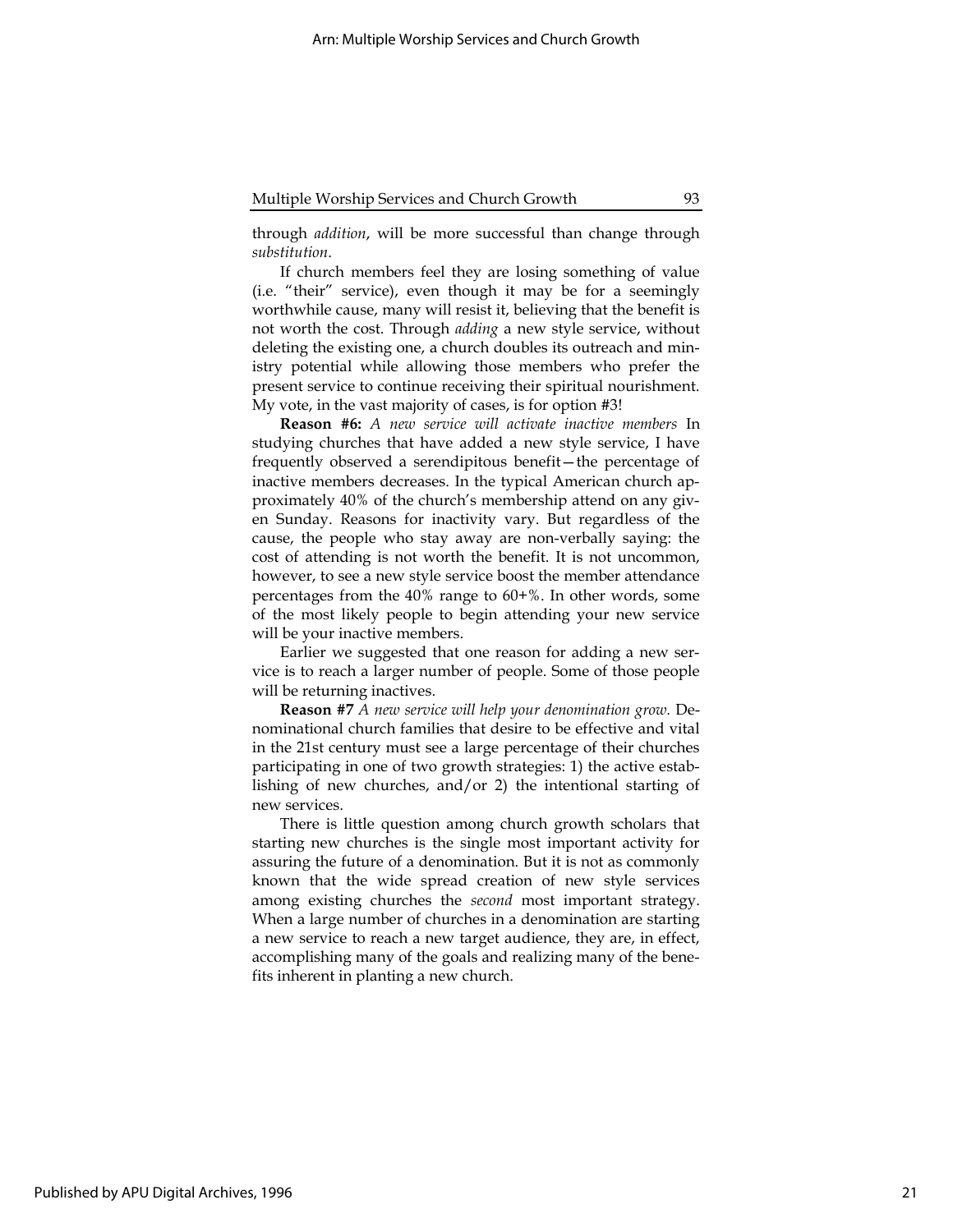through *addition*, will be more successful than change through *substitution*.

If church members feel they are losing something of value (i.e. "their" service), even though it may be for a seemingly worthwhile cause, many will resist it, believing that the benefit is not worth the cost. Through *adding* a new style service, without deleting the existing one, a church doubles its outreach and ministry potential while allowing those members who prefer the present service to continue receiving their spiritual nourishment. My vote, in the vast majority of cases, is for option #3!

**Reason #6:** *A new service will activate inactive members* In studying churches that have added a new style service, I have frequently observed a serendipitous benefit—the percentage of inactive members decreases. In the typical American church approximately 40% of the church's membership attend on any given Sunday. Reasons for inactivity vary. But regardless of the cause, the people who stay away are non-verbally saying: the cost of attending is not worth the benefit. It is not uncommon, however, to see a new style service boost the member attendance percentages from the 40% range to 60+%. In other words, some of the most likely people to begin attending your new service will be your inactive members.

Earlier we suggested that one reason for adding a new service is to reach a larger number of people. Some of those people will be returning inactives.

**Reason #7** *A new service will help your denomination grow.* Denominational church families that desire to be effective and vital in the 21st century must see a large percentage of their churches participating in one of two growth strategies: 1) the active establishing of new churches, and/or 2) the intentional starting of new services.

There is little question among church growth scholars that starting new churches is the single most important activity for assuring the future of a denomination. But it is not as commonly known that the wide spread creation of new style services among existing churches the *second* most important strategy. When a large number of churches in a denomination are starting a new service to reach a new target audience, they are, in effect, accomplishing many of the goals and realizing many of the benefits inherent in planting a new church.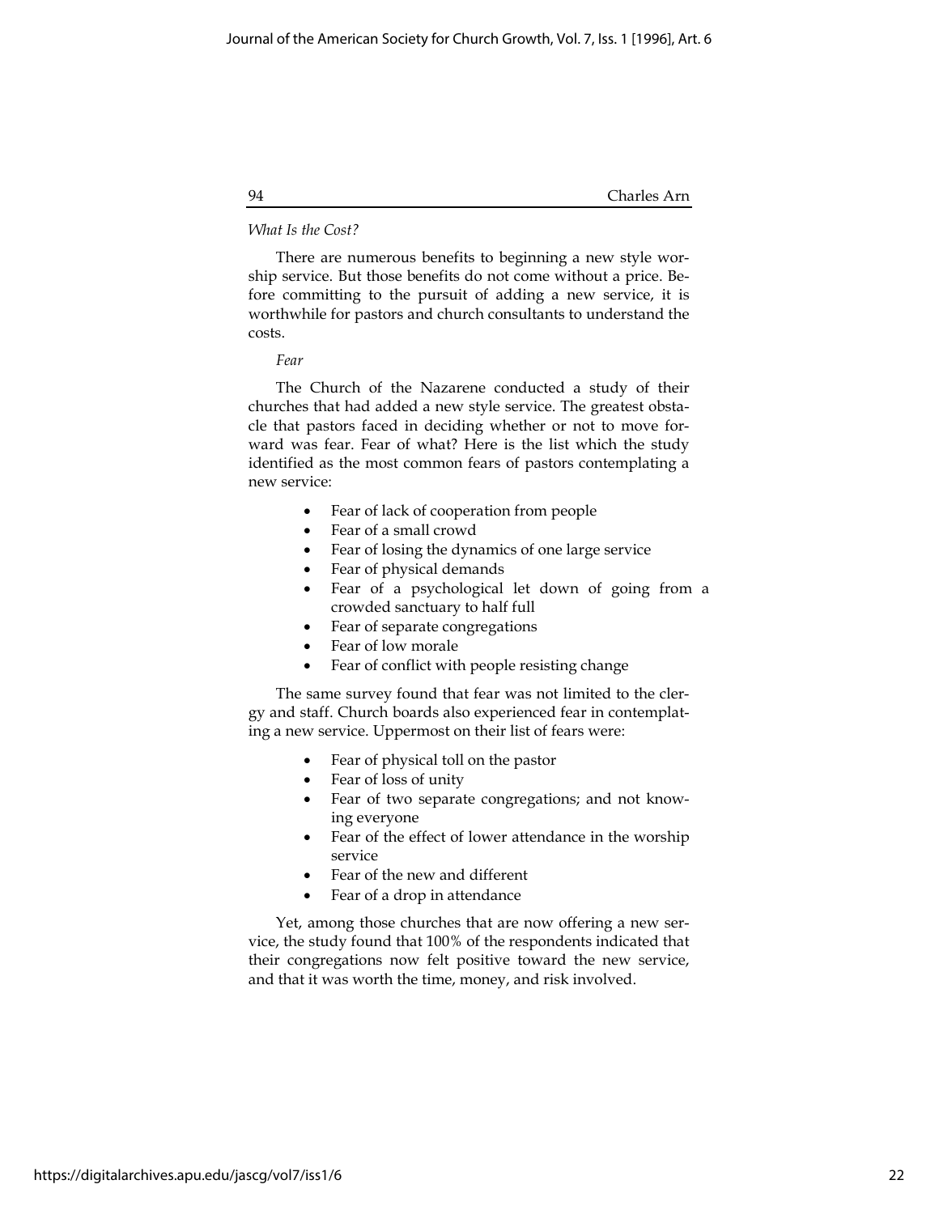*What Is the Cost?*

There are numerous benefits to beginning a new style worship service. But those benefits do not come without a price. Before committing to the pursuit of adding a new service, it is worthwhile for pastors and church consultants to understand the costs.

*Fear*

The Church of the Nazarene conducted a study of their churches that had added a new style service. The greatest obstacle that pastors faced in deciding whether or not to move forward was fear. Fear of what? Here is the list which the study identified as the most common fears of pastors contemplating a new service:

- Fear of lack of cooperation from people
- Fear of a small crowd
- Fear of losing the dynamics of one large service
- Fear of physical demands
- Fear of a psychological let down of going from a crowded sanctuary to half full
- Fear of separate congregations
- Fear of low morale
- Fear of conflict with people resisting change

The same survey found that fear was not limited to the clergy and staff. Church boards also experienced fear in contemplating a new service. Uppermost on their list of fears were:

- Fear of physical toll on the pastor
- Fear of loss of unity
- Fear of two separate congregations; and not knowing everyone
- Fear of the effect of lower attendance in the worship service
- Fear of the new and different
- Fear of a drop in attendance

Yet, among those churches that are now offering a new service, the study found that 100% of the respondents indicated that their congregations now felt positive toward the new service, and that it was worth the time, money, and risk involved.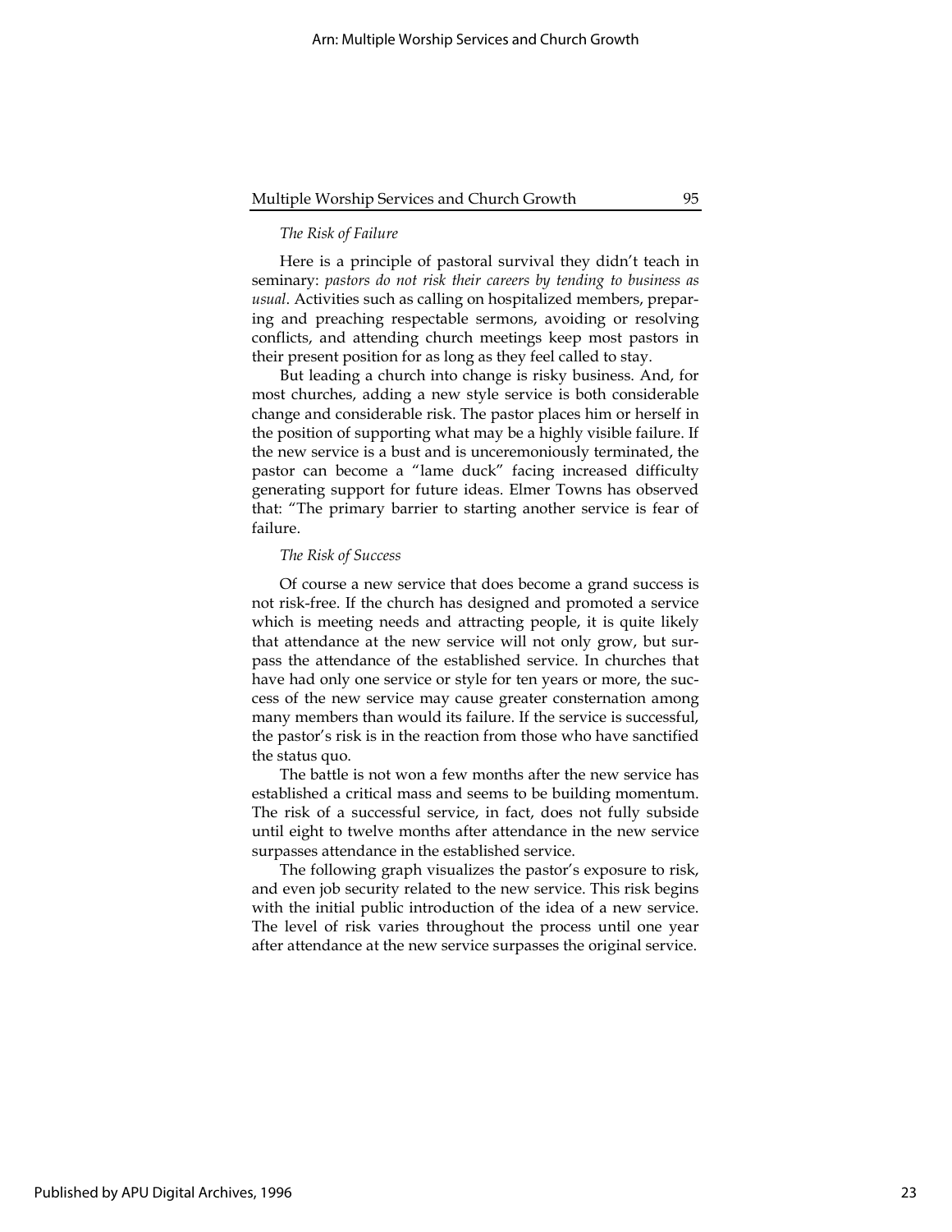*The Risk of Failure*

Here is a principle of pastoral survival they didn't teach in seminary: *pastors do not risk their careers by tending to business as usual*. Activities such as calling on hospitalized members, preparing and preaching respectable sermons, avoiding or resolving conflicts, and attending church meetings keep most pastors in their present position for as long as they feel called to stay.

But leading a church into change is risky business. And, for most churches, adding a new style service is both considerable change and considerable risk. The pastor places him or herself in the position of supporting what may be a highly visible failure. If the new service is a bust and is unceremoniously terminated, the pastor can become a "lame duck" facing increased difficulty generating support for future ideas. Elmer Towns has observed that: "The primary barrier to starting another service is fear of failure.

*The Risk of Success*

Of course a new service that does become a grand success is not risk-free. If the church has designed and promoted a service which is meeting needs and attracting people, it is quite likely that attendance at the new service will not only grow, but surpass the attendance of the established service. In churches that have had only one service or style for ten years or more, the success of the new service may cause greater consternation among many members than would its failure. If the service is successful, the pastor's risk is in the reaction from those who have sanctified the status quo.

The battle is not won a few months after the new service has established a critical mass and seems to be building momentum. The risk of a successful service, in fact, does not fully subside until eight to twelve months after attendance in the new service surpasses attendance in the established service.

The following graph visualizes the pastor's exposure to risk, and even job security related to the new service. This risk begins with the initial public introduction of the idea of a new service. The level of risk varies throughout the process until one year after attendance at the new service surpasses the original service.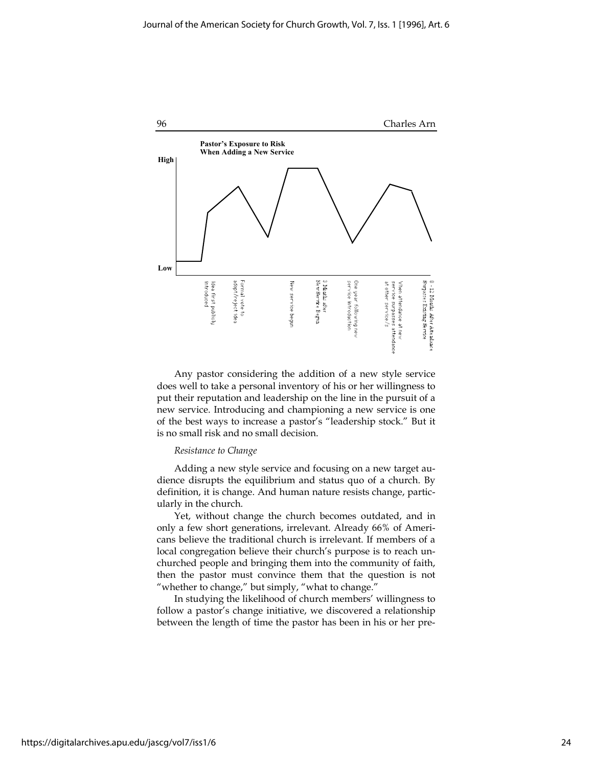**Pastor's Exposure to Risk When Adding a New Service**

High

Low

Idea first publicly introduced

Formal vote to adopt/reject idea

New service begun

3 Months after New Service Begun

One year following new service introduction

When attendance at new service surpasses attendance at other service/s

8 - 12 Months After Attendance Surpasses Existing Service

Any pastor considering the addition of a new style service does well to take a personal inventory of his or her willingness to put their reputation and leadership on the line in the pursuit of a new service. Introducing and championing a new service is one of the best ways to increase a pastor's "leadership stock." But it is no small risk and no small decision.

*Resistance to Change*

Adding a new style service and focusing on a new target audience disrupts the equilibrium and status quo of a church. By definition, it is change. And human nature resists change, particularly in the church.

Yet, without change the church becomes outdated, and in only a few short generations, irrelevant. Already 66% of Americans believe the traditional church is irrelevant. If members of a local congregation believe their church's purpose is to reach unchurched people and bringing them into the community of faith, then the pastor must convince them that the question is not "whether to change," but simply, "what to change."

In studying the likelihood of church members' willingness to follow a pastor's change initiative, we discovered a relationship between the length of time the pastor has been in his or her pre-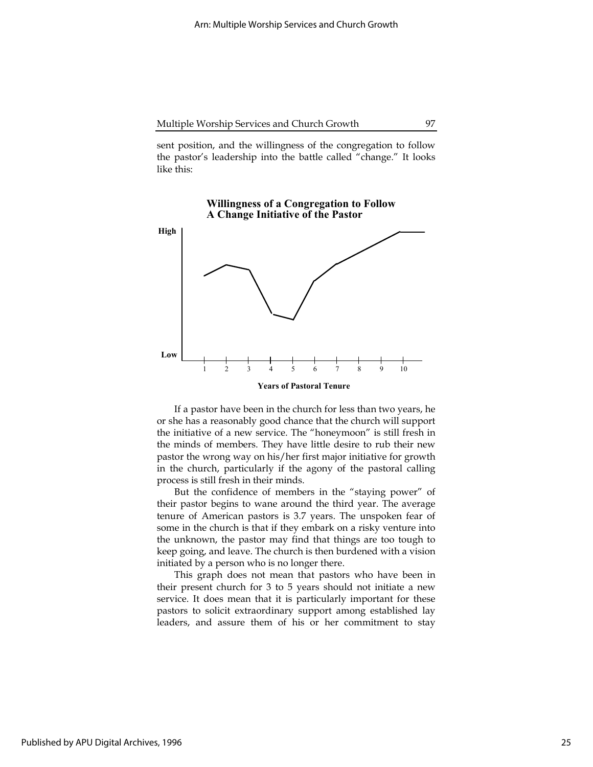sent position, and the willingness of the congregation to follow the pastor's leadership into the battle called "change." It looks like this:

**Willingness of a Congregation to Follow A Change Initiative of the Pastor**

High

Low

1 2 3 4 5 6 7 8 9 10

**Years of Pastoral Tenure**

If a pastor have been in the church for less than two years, he or she has a reasonably good chance that the church will support the initiative of a new service. The "honeymoon" is still fresh in the minds of members. They have little desire to rub their new pastor the wrong way on his/her first major initiative for growth in the church, particularly if the agony of the pastoral calling process is still fresh in their minds.

But the confidence of members in the "staying power" of their pastor begins to wane around the third year. The average tenure of American pastors is 3.7 years. The unspoken fear of some in the church is that if they embark on a risky venture into the unknown, the pastor may find that things are too tough to keep going, and leave. The church is then burdened with a vision initiated by a person who is no longer there.

This graph does not mean that pastors who have been in their present church for 3 to 5 years should not initiate a new service. It does mean that it is particularly important for these pastors to solicit extraordinary support among established lay leaders, and assure them of his or her commitment to stay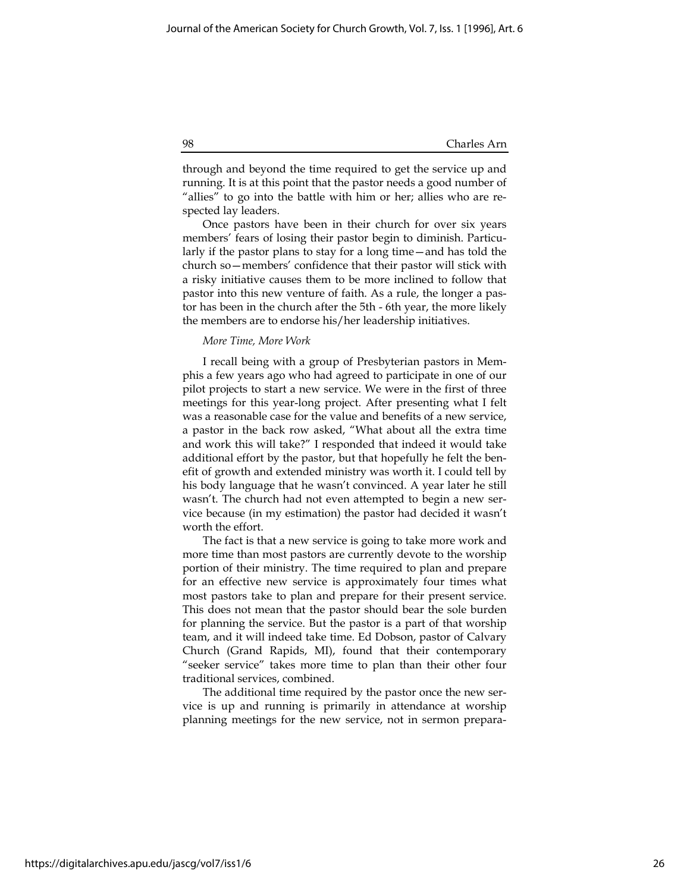through and beyond the time required to get the service up and running. It is at this point that the pastor needs a good number of "allies" to go into the battle with him or her; allies who are respected lay leaders.

Once pastors have been in their church for over six years members' fears of losing their pastor begin to diminish. Particularly if the pastor plans to stay for a long time—and has told the church so—members' confidence that their pastor will stick with a risky initiative causes them to be more inclined to follow that pastor into this new venture of faith. As a rule, the longer a pastor has been in the church after the 5th - 6th year, the more likely the members are to endorse his/her leadership initiatives.

*More Time, More Work*

I recall being with a group of Presbyterian pastors in Memphis a few years ago who had agreed to participate in one of our pilot projects to start a new service. We were in the first of three meetings for this year-long project. After presenting what I felt was a reasonable case for the value and benefits of a new service, a pastor in the back row asked, "What about all the extra time and work this will take?" I responded that indeed it would take additional effort by the pastor, but that hopefully he felt the benefit of growth and extended ministry was worth it. I could tell by his body language that he wasn't convinced. A year later he still wasn't. The church had not even attempted to begin a new service because (in my estimation) the pastor had decided it wasn't worth the effort.

The fact is that a new service is going to take more work and more time than most pastors are currently devote to the worship portion of their ministry. The time required to plan and prepare for an effective new service is approximately four times what most pastors take to plan and prepare for their present service. This does not mean that the pastor should bear the sole burden for planning the service. But the pastor is a part of that worship team, and it will indeed take time. Ed Dobson, pastor of Calvary Church (Grand Rapids, MI), found that their contemporary "seeker service" takes more time to plan than their other four traditional services, combined.

The additional time required by the pastor once the new service is up and running is primarily in attendance at worship planning meetings for the new service, not in sermon prepara-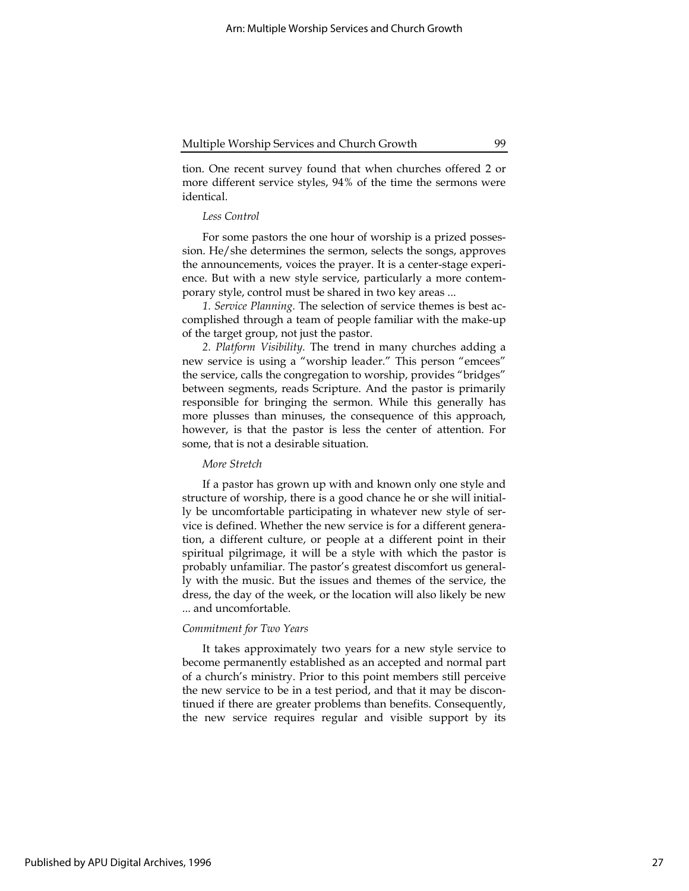tion. One recent survey found that when churches offered 2 or more different service styles, 94% of the time the sermons were identical.

*Less Control*

For some pastors the one hour of worship is a prized possession. He/she determines the sermon, selects the songs, approves the announcements, voices the prayer. It is a center-stage experience. But with a new style service, particularly a more contemporary style, control must be shared in two key areas ...

*1. Service Planning.* The selection of service themes is best accomplished through a team of people familiar with the make-up of the target group, not just the pastor.

*2. Platform Visibility.* The trend in many churches adding a new service is using a "worship leader." This person "emcees" the service, calls the congregation to worship, provides "bridges" between segments, reads Scripture. And the pastor is primarily responsible for bringing the sermon. While this generally has more plusses than minuses, the consequence of this approach, however, is that the pastor is less the center of attention. For some, that is not a desirable situation.

*More Stretch*

If a pastor has grown up with and known only one style and structure of worship, there is a good chance he or she will initially be uncomfortable participating in whatever new style of service is defined. Whether the new service is for a different generation, a different culture, or people at a different point in their spiritual pilgrimage, it will be a style with which the pastor is probably unfamiliar. The pastor's greatest discomfort us generally with the music. But the issues and themes of the service, the dress, the day of the week, or the location will also likely be new ... and uncomfortable.

*Commitment for Two Years*

It takes approximately two years for a new style service to become permanently established as an accepted and normal part of a church's ministry. Prior to this point members still perceive the new service to be in a test period, and that it may be discontinued if there are greater problems than benefits. Consequently, the new service requires regular and visible support by its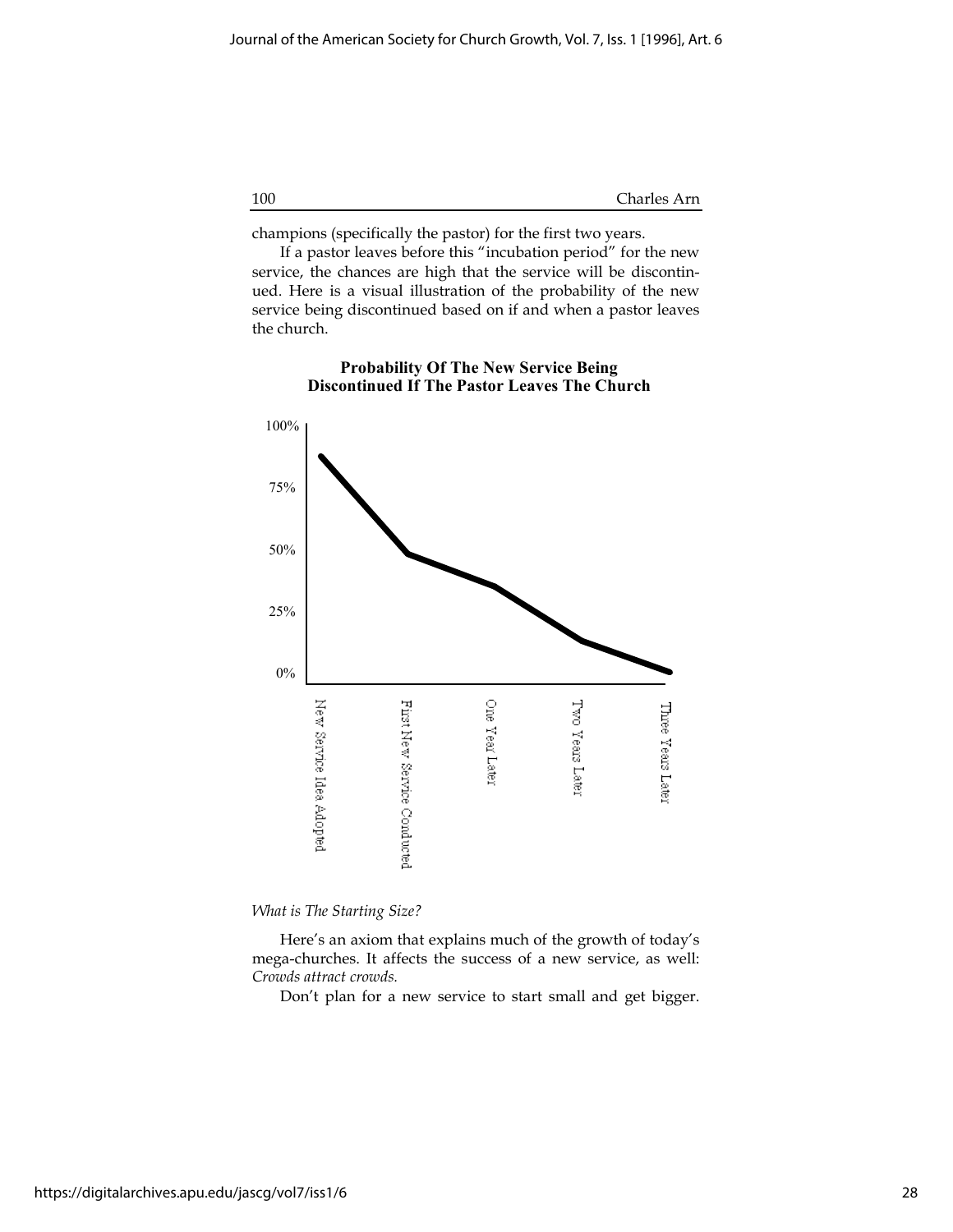champions (specifically the pastor) for the first two years.

If a pastor leaves before this "incubation period" for the new service, the chances are high that the service will be discontinued. Here is a visual illustration of the probability of the new service being discontinued based on if and when a pastor leaves the church.

**Probability Of The New Service Being Discontinued If The Pastor Leaves The Church**

100%

75%

50%

25%

0%

New Service Idea Adopted

First New Service Conducted

One Year Later

Two Years Later

Three Years Later

*What is The Starting Size?*

Here's an axiom that explains much of the growth of today's mega-churches. It affects the success of a new service, as well: *Crowds attract crowds.*

Don't plan for a new service to start small and get bigger.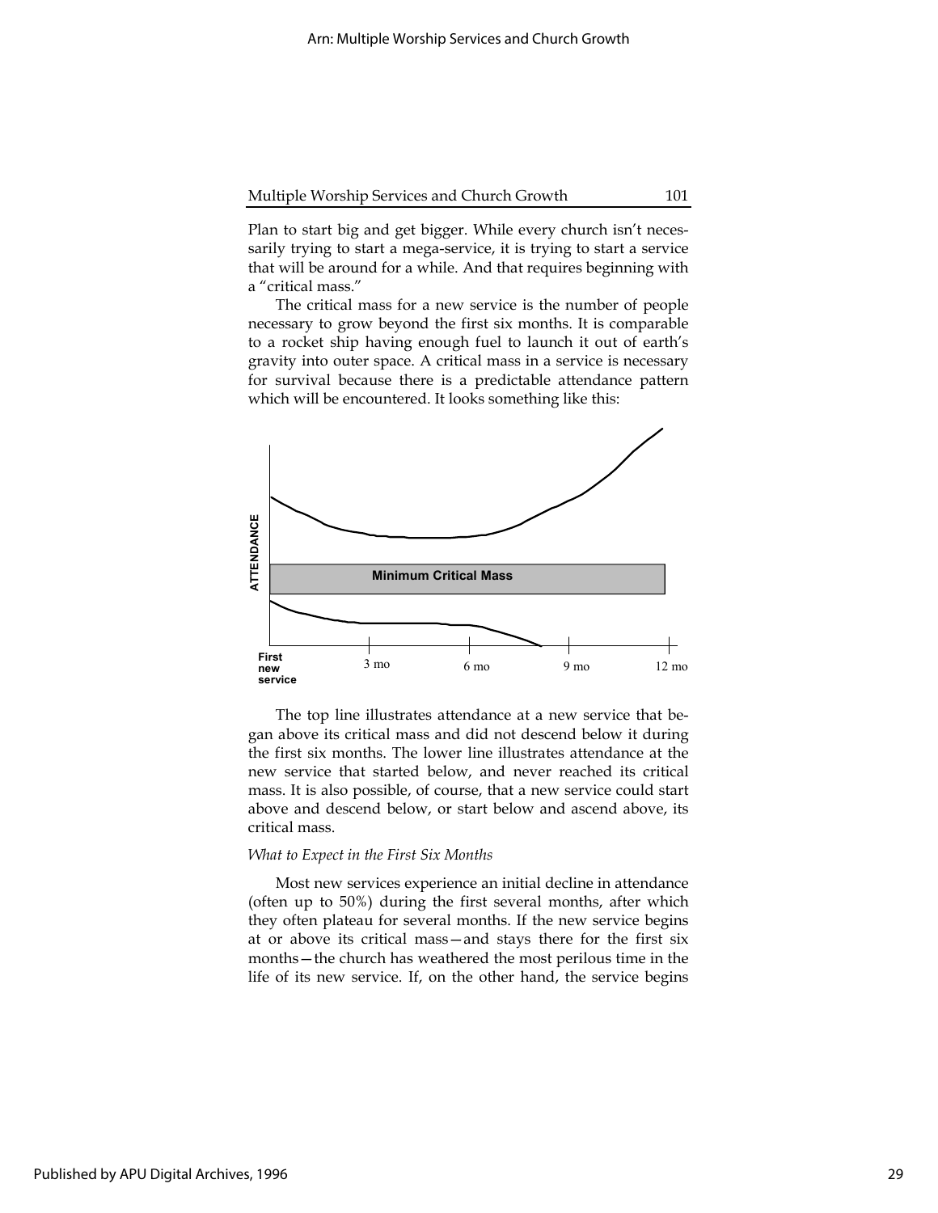Plan to start big and get bigger. While every church isn't necessarily trying to start a mega-service, it is trying to start a service that will be around for a while. And that requires beginning with a "critical mass."

The critical mass for a new service is the number of people necessary to grow beyond the first six months. It is comparable to a rocket ship having enough fuel to launch it out of earth's gravity into outer space. A critical mass in a service is necessary for survival because there is a predictable attendance pattern which will be encountered. It looks something like this:

ATTENDANCE

Minimum Critical Mass

First new service | 3 mo | 6 mo | 9 mo | 12 mo

The top line illustrates attendance at a new service that began above its critical mass and did not descend below it during the first six months. The lower line illustrates attendance at the new service that started below, and never reached its critical mass. It is also possible, of course, that a new service could start above and descend below, or start below and ascend above, its critical mass.

*What to Expect in the First Six Months*

Most new services experience an initial decline in attendance (often up to 50%) during the first several months, after which they often plateau for several months. If the new service begins at or above its critical mass—and stays there for the first six months—the church has weathered the most perilous time in the life of its new service. If, on the other hand, the service begins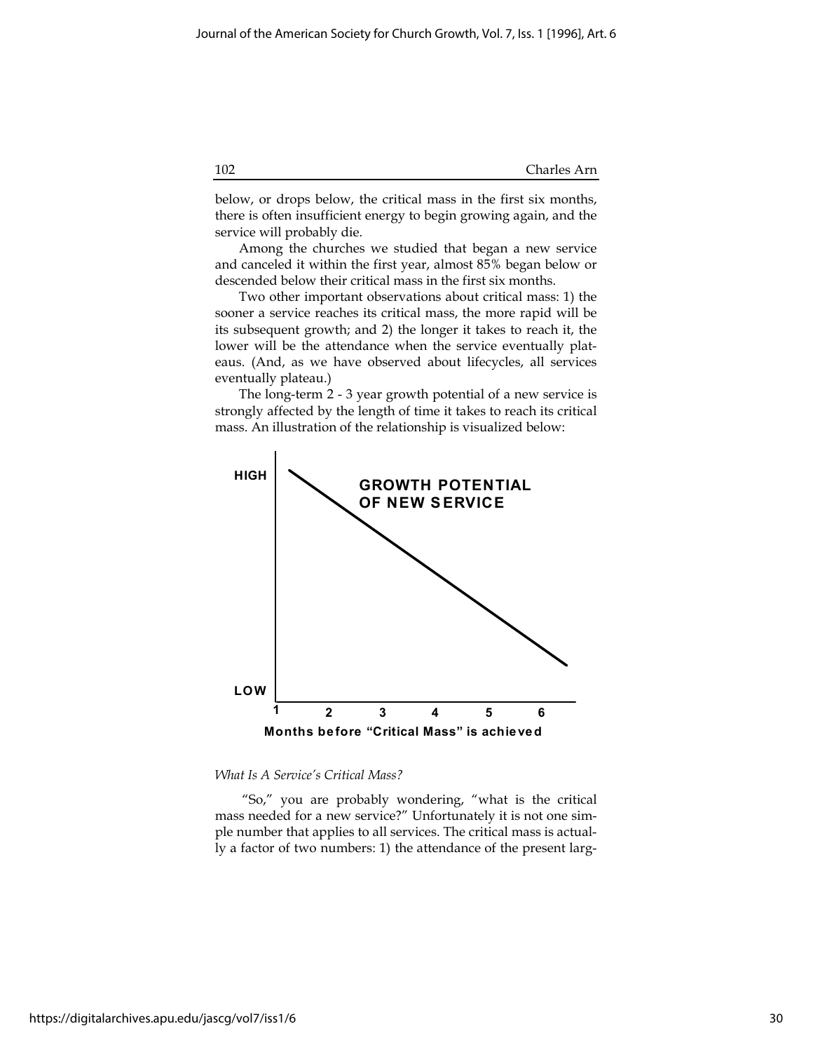below, or drops below, the critical mass in the first six months, there is often insufficient energy to begin growing again, and the service will probably die.

Among the churches we studied that began a new service and canceled it within the first year, almost 85% began below or descended below their critical mass in the first six months.

Two other important observations about critical mass: 1) the sooner a service reaches its critical mass, the more rapid will be its subsequent growth; and 2) the longer it takes to reach it, the lower will be the attendance when the service eventually plateaus. (And, as we have observed about lifecycles, all services eventually plateau.)

The long-term 2 - 3 year growth potential of a new service is strongly affected by the length of time it takes to reach its critical mass. An illustration of the relationship is visualized below:

**GROWTH POTENTIAL OF NEW SERVICE**

HIGH

LOW

1 2 3 4 5 6

**Months before "Critical Mass" is achieved**

*What Is A Service's Critical Mass?*

"So," you are probably wondering, "what is the critical mass needed for a new service?" Unfortunately it is not one simple number that applies to all services. The critical mass is actually a factor of two numbers: 1) the attendance of the present larg-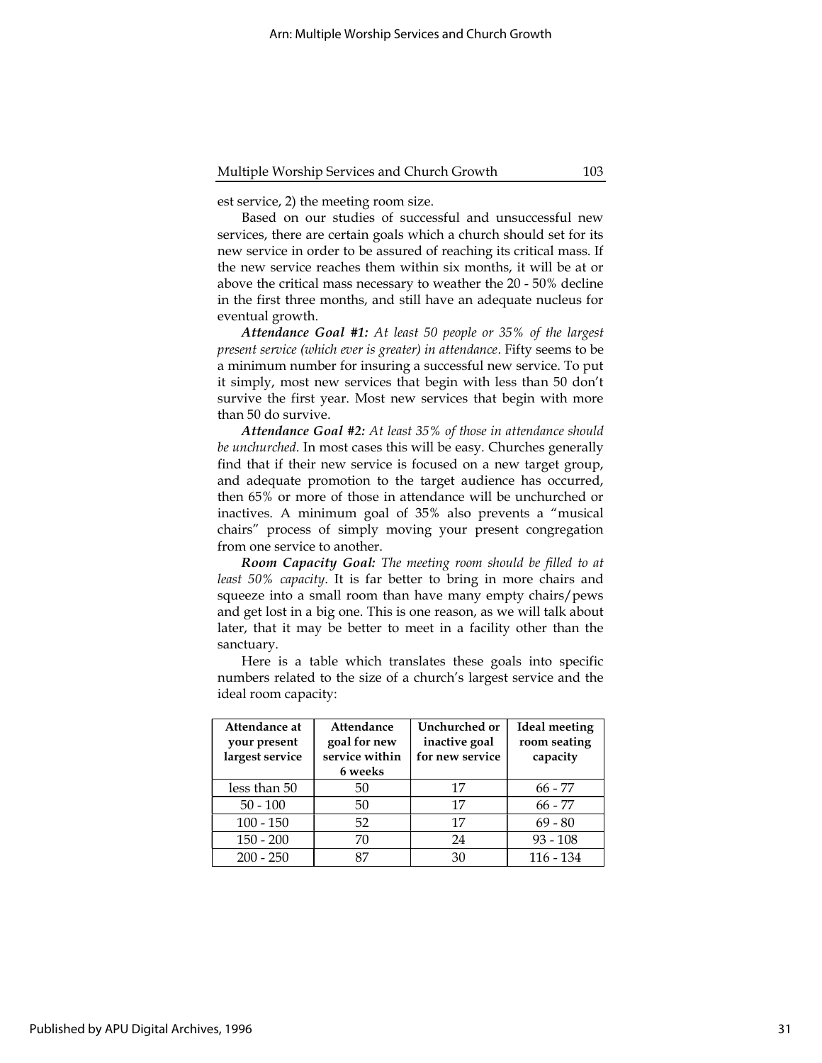est service, 2) the meeting room size.

Based on our studies of successful and unsuccessful new services, there are certain goals which a church should set for its new service in order to be assured of reaching its critical mass. If the new service reaches them within six months, it will be at or above the critical mass necessary to weather the 20 - 50% decline in the first three months, and still have an adequate nucleus for eventual growth.

***Attendance Goal #1:*** *At least 50 people or 35% of the largest present service (which ever is greater) in attendance*. Fifty seems to be a minimum number for insuring a successful new service. To put it simply, most new services that begin with less than 50 don't survive the first year. Most new services that begin with more than 50 do survive.

***Attendance Goal #2:*** *At least 35% of those in attendance should be unchurched*. In most cases this will be easy. Churches generally find that if their new service is focused on a new target group, and adequate promotion to the target audience has occurred, then 65% or more of those in attendance will be unchurched or inactives. A minimum goal of 35% also prevents a "musical chairs" process of simply moving your present congregation from one service to another.

***Room Capacity Goal:*** *The meeting room should be filled to at least 50% capacity*. It is far better to bring in more chairs and squeeze into a small room than have many empty chairs/pews and get lost in a big one. This is one reason, as we will talk about later, that it may be better to meet in a facility other than the sanctuary.

Here is a table which translates these goals into specific numbers related to the size of a church's largest service and the ideal room capacity:

| Attendance at your present largest service | Attendance goal for new service within 6 weeks | Unchurched or inactive goal for new service | Ideal meeting room seating capacity |
|---|---|---|---|
| less than 50 | 50 | 17 | 66 - 77 |
| 50 - 100 | 50 | 17 | 66 - 77 |
| 100 - 150 | 52 | 17 | 69 - 80 |
| 150 - 200 | 70 | 24 | 93 - 108 |
| 200 - 250 | 87 | 30 | 116 - 134 |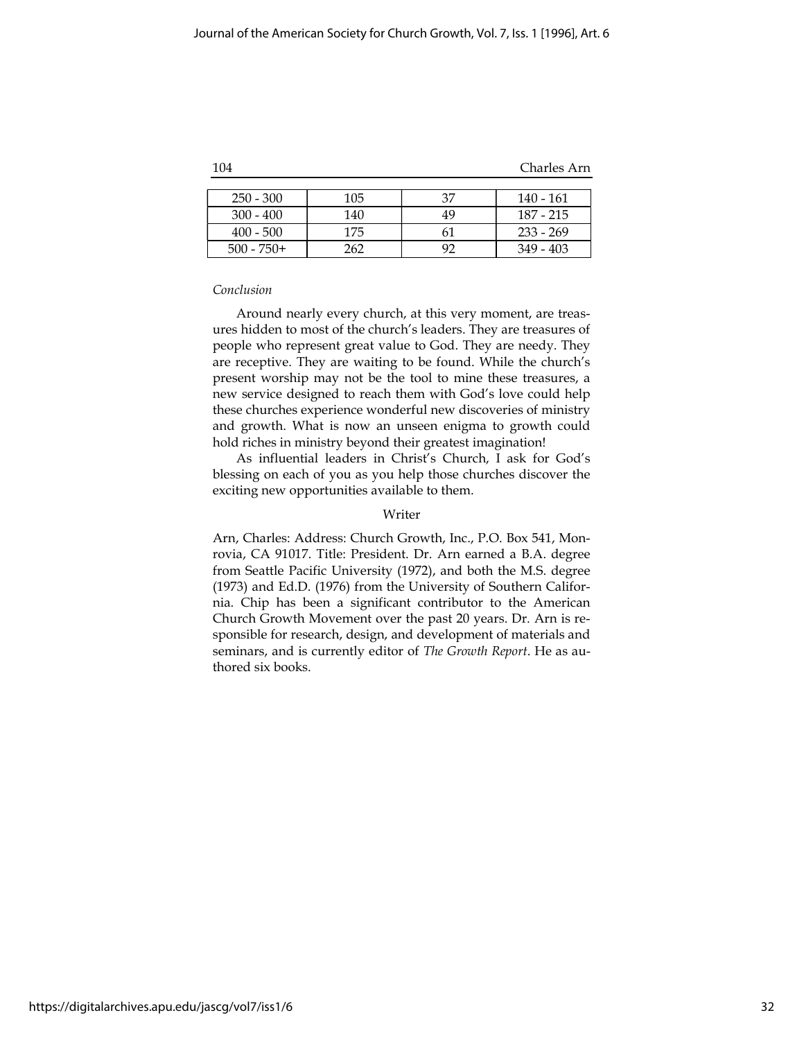| | | | |
|---|---|---|---|
| 250 - 300 | 105 | 37 | 140 - 161 |
| 300 - 400 | 140 | 49 | 187 - 215 |
| 400 - 500 | 175 | 61 | 233 - 269 |
| 500 - 750+ | 262 | 92 | 349 - 403 |

*Conclusion*

Around nearly every church, at this very moment, are treasures hidden to most of the church's leaders. They are treasures of people who represent great value to God. They are needy. They are receptive. They are waiting to be found. While the church's present worship may not be the tool to mine these treasures, a new service designed to reach them with God's love could help these churches experience wonderful new discoveries of ministry and growth. What is now an unseen enigma to growth could hold riches in ministry beyond their greatest imagination!

As influential leaders in Christ's Church, I ask for God's blessing on each of you as you help those churches discover the exciting new opportunities available to them.

## Writer

Arn, Charles: Address: Church Growth, Inc., P.O. Box 541, Monrovia, CA 91017. Title: President. Dr. Arn earned a B.A. degree from Seattle Pacific University (1972), and both the M.S. degree (1973) and Ed.D. (1976) from the University of Southern California. Chip has been a significant contributor to the American Church Growth Movement over the past 20 years. Dr. Arn is responsible for research, design, and development of materials and seminars, and is currently editor of *The Growth Report*. He as authored six books.